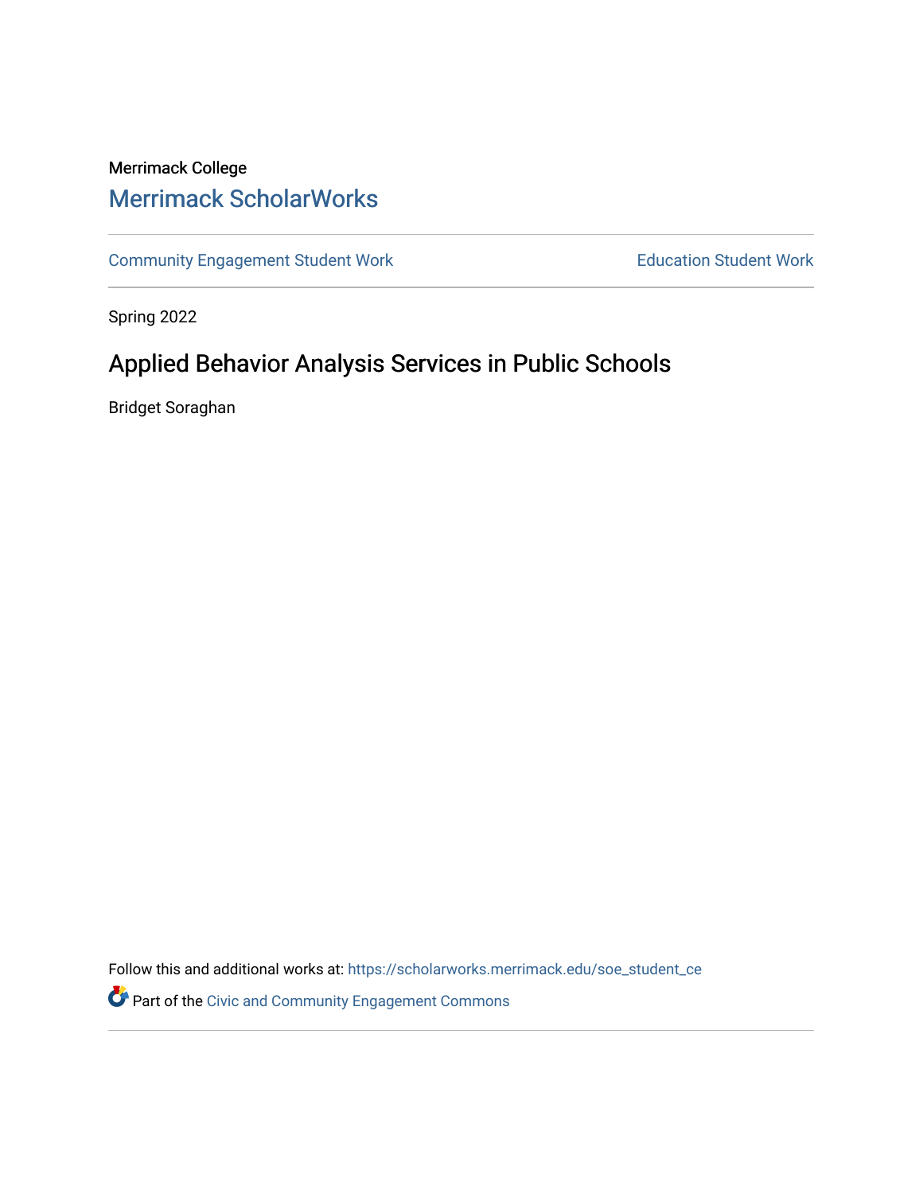Merrimack College

# Merrimack ScholarWorks

Community Engagement Student Work

Education Student Work

Spring 2022

## Applied Behavior Analysis Services in Public Schools

Bridget Soraghan

Follow this and additional works at: https://scholarworks.merrimack.edu/soe_student_ce

Part of the Civic and Community Engagement Commons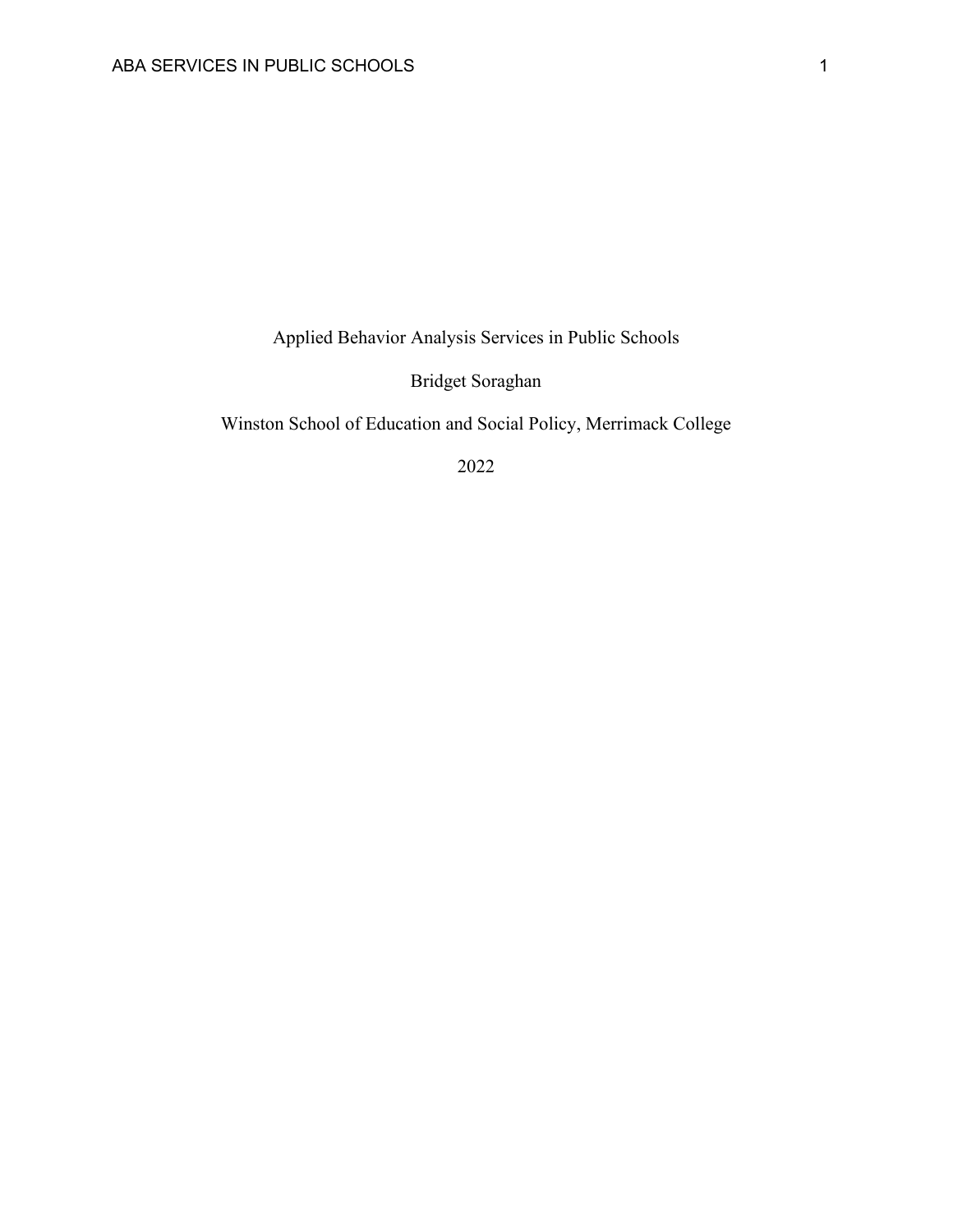# Applied Behavior Analysis Services in Public Schools

Bridget Soraghan

Winston School of Education and Social Policy, Merrimack College

2022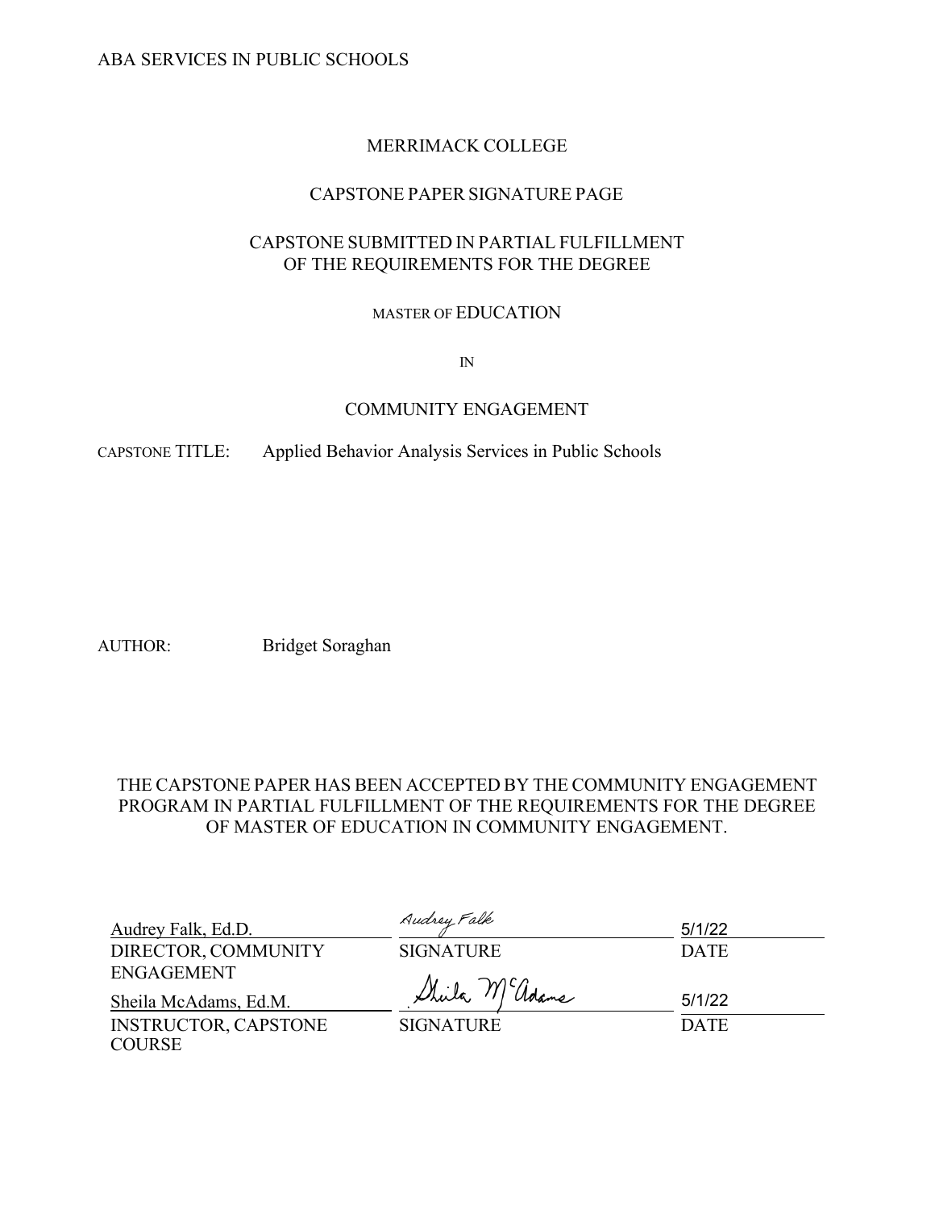MERRIMACK COLLEGE

CAPSTONE PAPER SIGNATURE PAGE

CAPSTONE SUBMITTED IN PARTIAL FULFILLMENT
OF THE REQUIREMENTS FOR THE DEGREE

MASTER OF EDUCATION

IN

COMMUNITY ENGAGEMENT

CAPSTONE TITLE: Applied Behavior Analysis Services in Public Schools

AUTHOR: Bridget Soraghan

THE CAPSTONE PAPER HAS BEEN ACCEPTED BY THE COMMUNITY ENGAGEMENT PROGRAM IN PARTIAL FULFILLMENT OF THE REQUIREMENTS FOR THE DEGREE OF MASTER OF EDUCATION IN COMMUNITY ENGAGEMENT.

| | | |
|---|---|---|
| Audrey Falk, Ed.D. | Audrey Falk | 5/1/22 |
| DIRECTOR, COMMUNITY ENGAGEMENT | SIGNATURE | DATE |
| Sheila McAdams, Ed.M. | Sheila McAdams | 5/1/22 |
| INSTRUCTOR, CAPSTONE COURSE | SIGNATURE | DATE |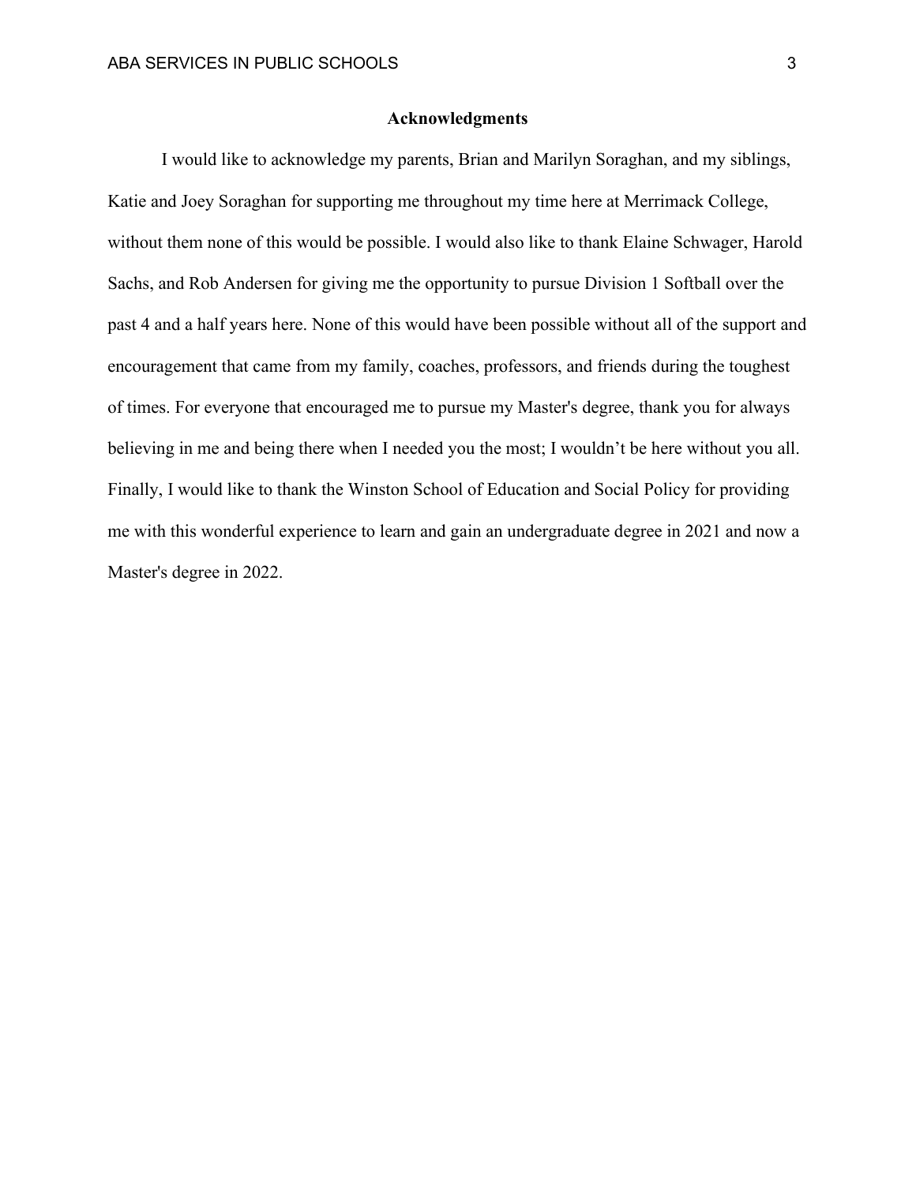## Acknowledgments

I would like to acknowledge my parents, Brian and Marilyn Soraghan, and my siblings, Katie and Joey Soraghan for supporting me throughout my time here at Merrimack College, without them none of this would be possible. I would also like to thank Elaine Schwager, Harold Sachs, and Rob Andersen for giving me the opportunity to pursue Division 1 Softball over the past 4 and a half years here. None of this would have been possible without all of the support and encouragement that came from my family, coaches, professors, and friends during the toughest of times. For everyone that encouraged me to pursue my Master's degree, thank you for always believing in me and being there when I needed you the most; I wouldn't be here without you all. Finally, I would like to thank the Winston School of Education and Social Policy for providing me with this wonderful experience to learn and gain an undergraduate degree in 2021 and now a Master's degree in 2022.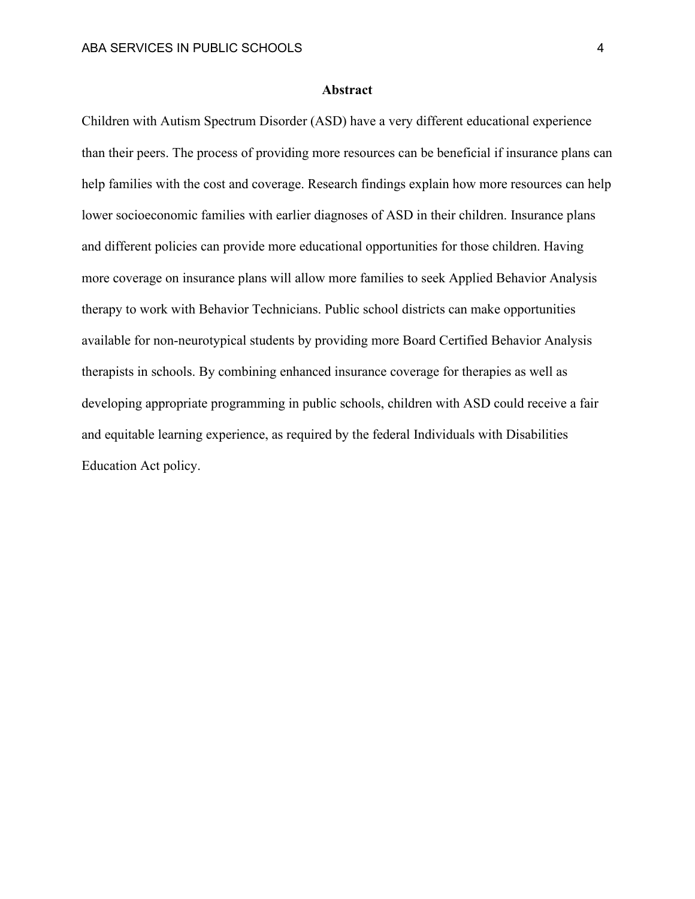## Abstract

Children with Autism Spectrum Disorder (ASD) have a very different educational experience than their peers. The process of providing more resources can be beneficial if insurance plans can help families with the cost and coverage. Research findings explain how more resources can help lower socioeconomic families with earlier diagnoses of ASD in their children. Insurance plans and different policies can provide more educational opportunities for those children. Having more coverage on insurance plans will allow more families to seek Applied Behavior Analysis therapy to work with Behavior Technicians. Public school districts can make opportunities available for non-neurotypical students by providing more Board Certified Behavior Analysis therapists in schools. By combining enhanced insurance coverage for therapies as well as developing appropriate programming in public schools, children with ASD could receive a fair and equitable learning experience, as required by the federal Individuals with Disabilities Education Act policy.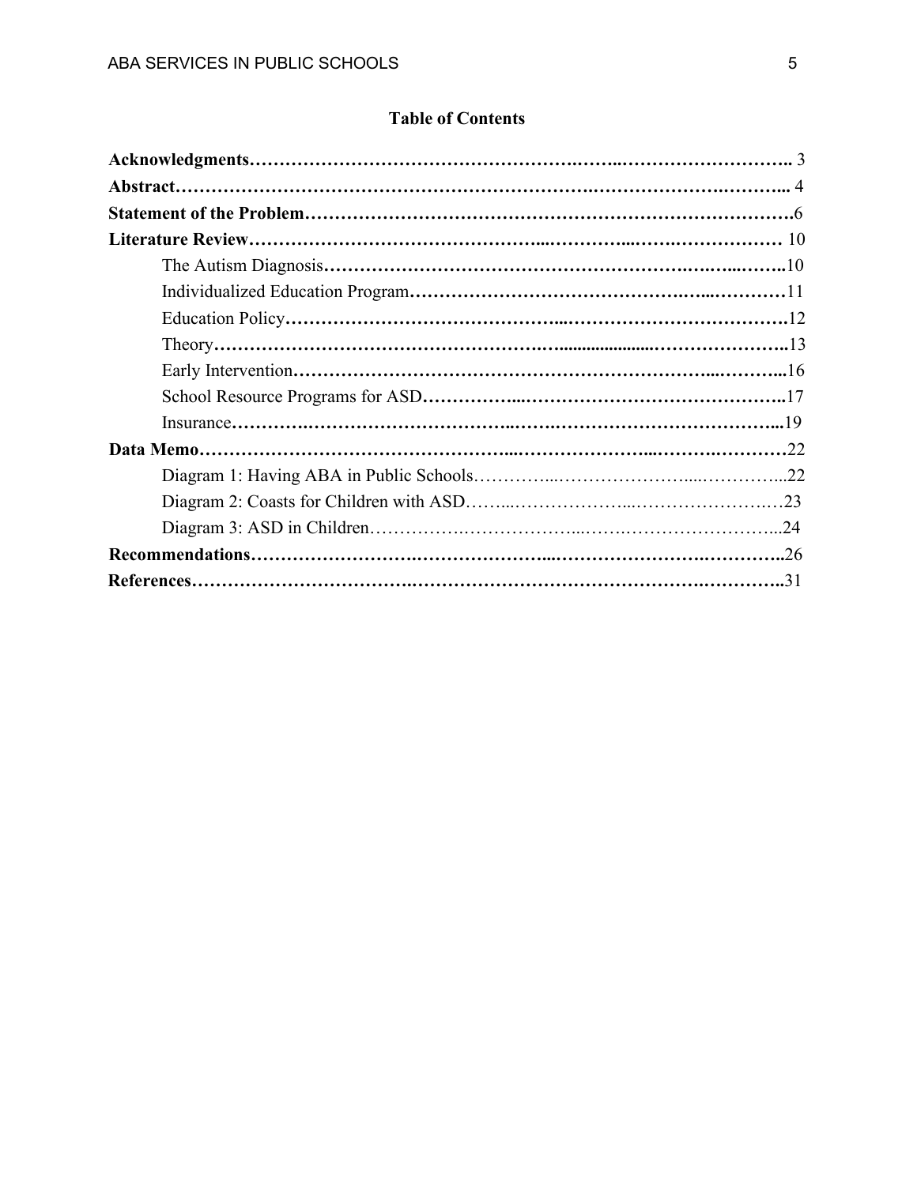**Table of Contents**

**Acknowledgments**………………………………………………………………………………………… 3

**Abstract**……………………………………………………………………………………………………... 4

**Statement of the Problem**………………………………………………………………………………6

**Literature Review**……………………………………………………………………………………… 10

- The Autism Diagnosis……………………………………………………………………………..10
- Individualized Education Program…………………………………………………………11
- Education Policy……………………………………………………………………………………12
- Theory…………………………………………………………………………………………………..13
- Early Intervention………………………………………………………………………………...16
- School Resource Programs for ASD…………………………………………………………..17
- Insurance………………………………………………………………………………………………...19

**Data Memo**………………………………………………………………………………………………22

- Diagram 1: Having ABA in Public Schools…………………………………………………...22
- Diagram 2: Coasts for Children with ASD……………………………………………………23
- Diagram 3: ASD in Children………………………………………………………………………...24

**Recommendations**…………………………………………………………………………………………..26

**References**……………………………………………………………………………………………………..31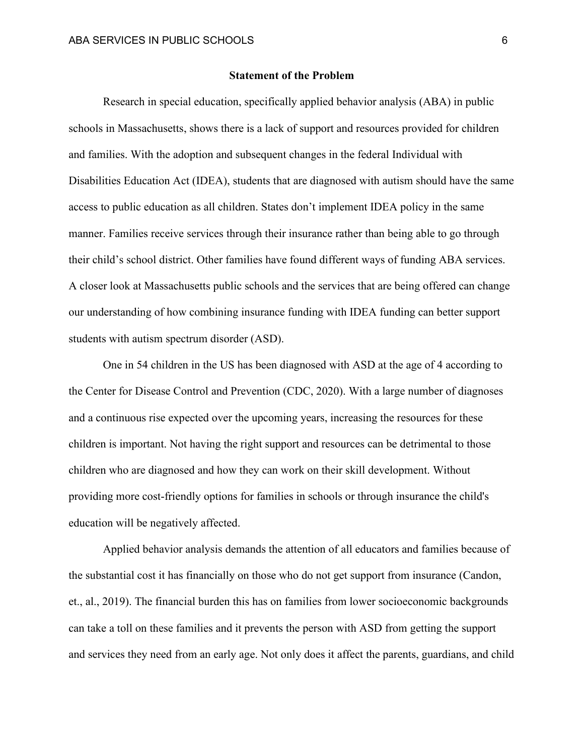## Statement of the Problem

Research in special education, specifically applied behavior analysis (ABA) in public schools in Massachusetts, shows there is a lack of support and resources provided for children and families. With the adoption and subsequent changes in the federal Individual with Disabilities Education Act (IDEA), students that are diagnosed with autism should have the same access to public education as all children. States don't implement IDEA policy in the same manner. Families receive services through their insurance rather than being able to go through their child's school district. Other families have found different ways of funding ABA services. A closer look at Massachusetts public schools and the services that are being offered can change our understanding of how combining insurance funding with IDEA funding can better support students with autism spectrum disorder (ASD).

One in 54 children in the US has been diagnosed with ASD at the age of 4 according to the Center for Disease Control and Prevention (CDC, 2020). With a large number of diagnoses and a continuous rise expected over the upcoming years, increasing the resources for these children is important. Not having the right support and resources can be detrimental to those children who are diagnosed and how they can work on their skill development. Without providing more cost-friendly options for families in schools or through insurance the child's education will be negatively affected.

Applied behavior analysis demands the attention of all educators and families because of the substantial cost it has financially on those who do not get support from insurance (Candon, et., al., 2019). The financial burden this has on families from lower socioeconomic backgrounds can take a toll on these families and it prevents the person with ASD from getting the support and services they need from an early age. Not only does it affect the parents, guardians, and child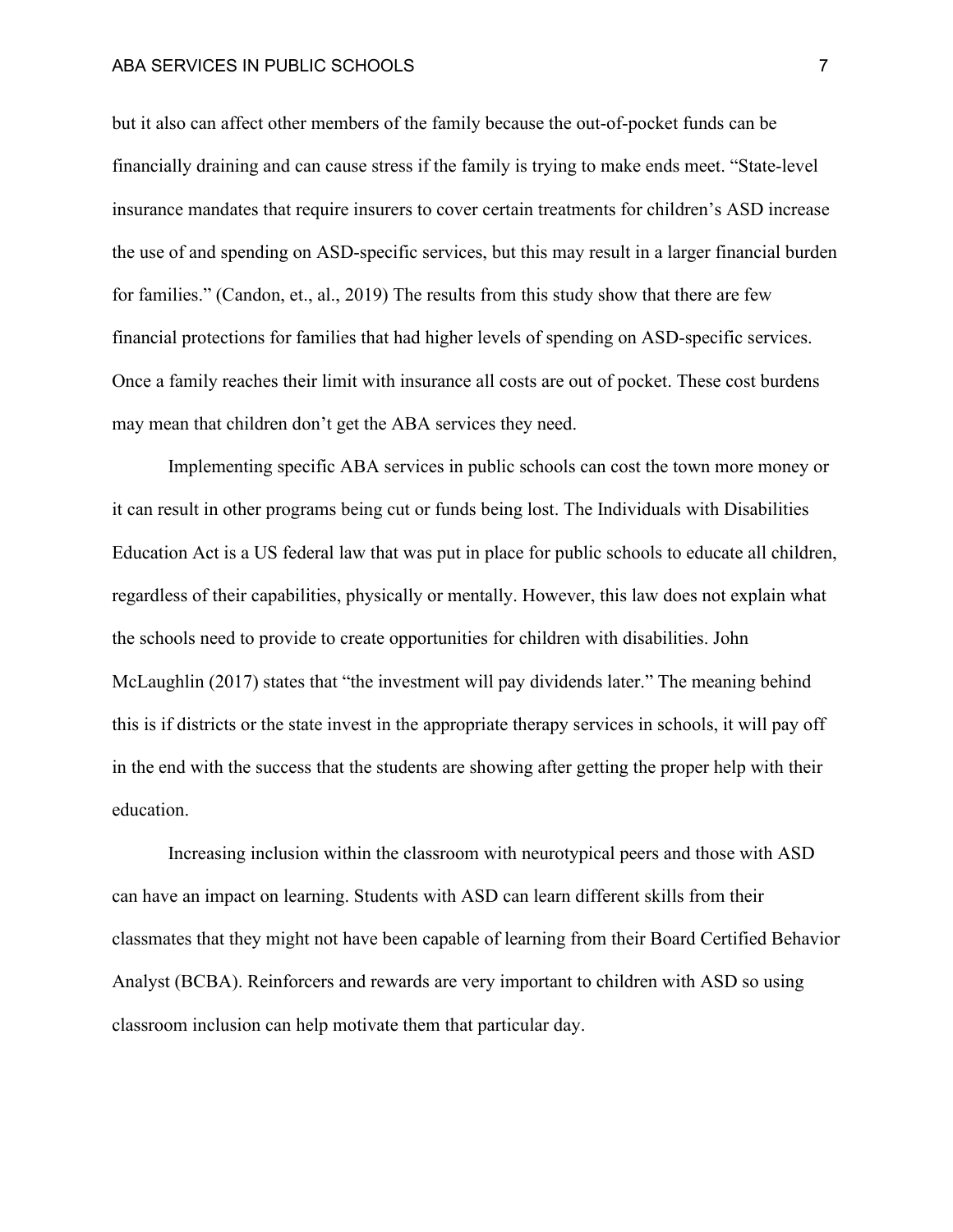but it also can affect other members of the family because the out-of-pocket funds can be financially draining and can cause stress if the family is trying to make ends meet. “State-level insurance mandates that require insurers to cover certain treatments for children’s ASD increase the use of and spending on ASD-specific services, but this may result in a larger financial burden for families.” (Candon, et., al., 2019) The results from this study show that there are few financial protections for families that had higher levels of spending on ASD-specific services. Once a family reaches their limit with insurance all costs are out of pocket. These cost burdens may mean that children don’t get the ABA services they need.

Implementing specific ABA services in public schools can cost the town more money or it can result in other programs being cut or funds being lost. The Individuals with Disabilities Education Act is a US federal law that was put in place for public schools to educate all children, regardless of their capabilities, physically or mentally. However, this law does not explain what the schools need to provide to create opportunities for children with disabilities. John McLaughlin (2017) states that “the investment will pay dividends later.” The meaning behind this is if districts or the state invest in the appropriate therapy services in schools, it will pay off in the end with the success that the students are showing after getting the proper help with their education.

Increasing inclusion within the classroom with neurotypical peers and those with ASD can have an impact on learning. Students with ASD can learn different skills from their classmates that they might not have been capable of learning from their Board Certified Behavior Analyst (BCBA). Reinforcers and rewards are very important to children with ASD so using classroom inclusion can help motivate them that particular day.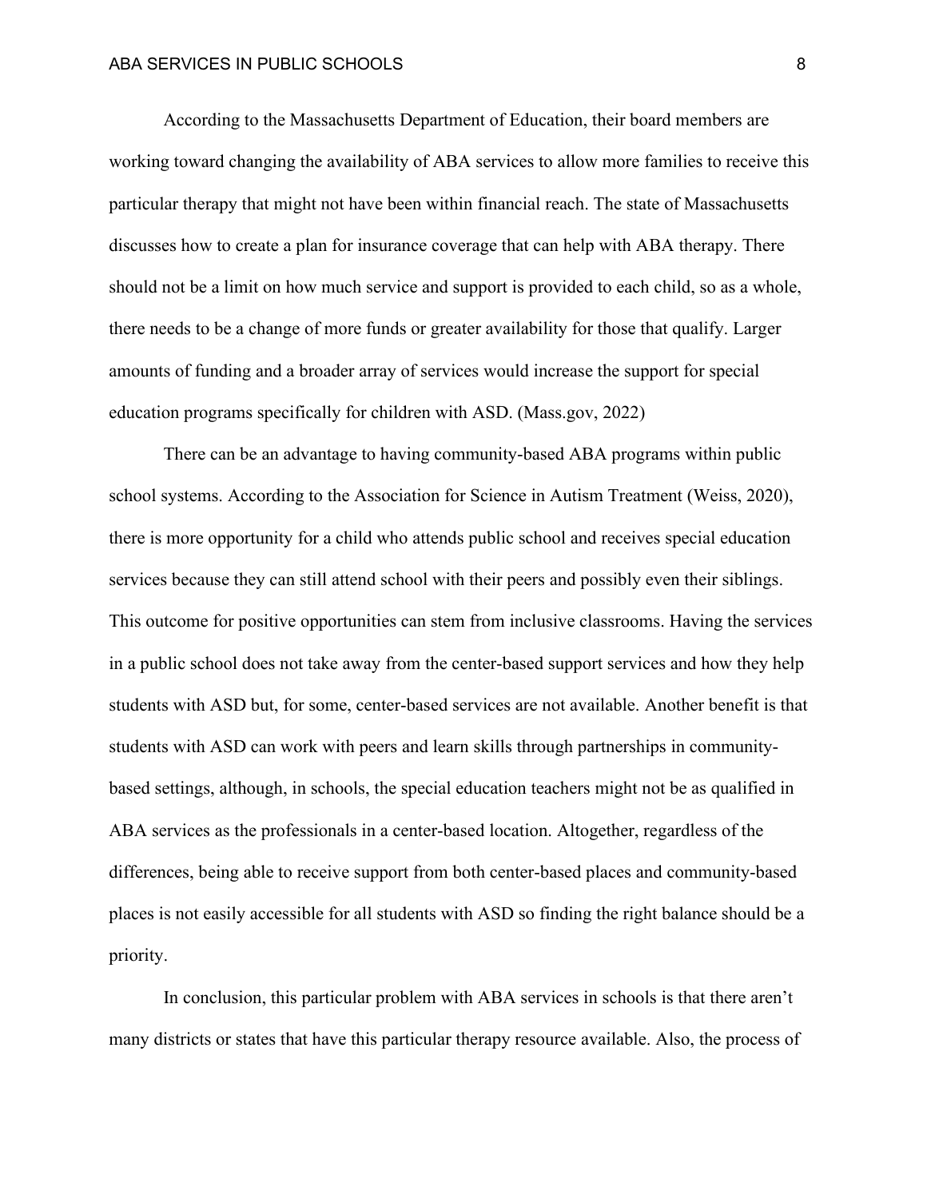According to the Massachusetts Department of Education, their board members are working toward changing the availability of ABA services to allow more families to receive this particular therapy that might not have been within financial reach. The state of Massachusetts discusses how to create a plan for insurance coverage that can help with ABA therapy. There should not be a limit on how much service and support is provided to each child, so as a whole, there needs to be a change of more funds or greater availability for those that qualify. Larger amounts of funding and a broader array of services would increase the support for special education programs specifically for children with ASD. (Mass.gov, 2022)

There can be an advantage to having community-based ABA programs within public school systems. According to the Association for Science in Autism Treatment (Weiss, 2020), there is more opportunity for a child who attends public school and receives special education services because they can still attend school with their peers and possibly even their siblings. This outcome for positive opportunities can stem from inclusive classrooms. Having the services in a public school does not take away from the center-based support services and how they help students with ASD but, for some, center-based services are not available. Another benefit is that students with ASD can work with peers and learn skills through partnerships in community-based settings, although, in schools, the special education teachers might not be as qualified in ABA services as the professionals in a center-based location. Altogether, regardless of the differences, being able to receive support from both center-based places and community-based places is not easily accessible for all students with ASD so finding the right balance should be a priority.

In conclusion, this particular problem with ABA services in schools is that there aren't many districts or states that have this particular therapy resource available. Also, the process of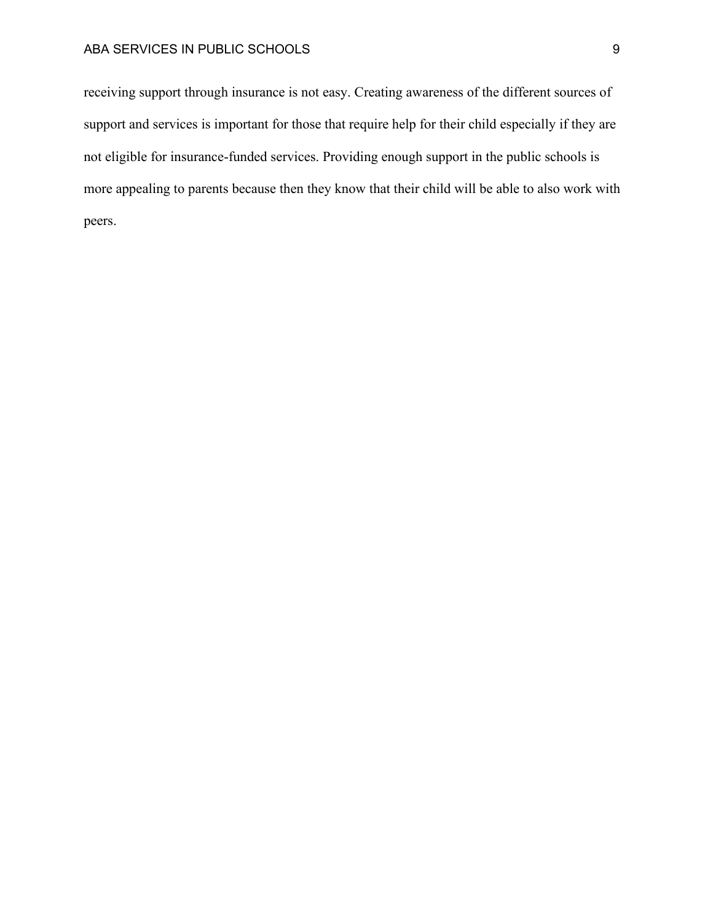receiving support through insurance is not easy. Creating awareness of the different sources of support and services is important for those that require help for their child especially if they are not eligible for insurance-funded services. Providing enough support in the public schools is more appealing to parents because then they know that their child will be able to also work with peers.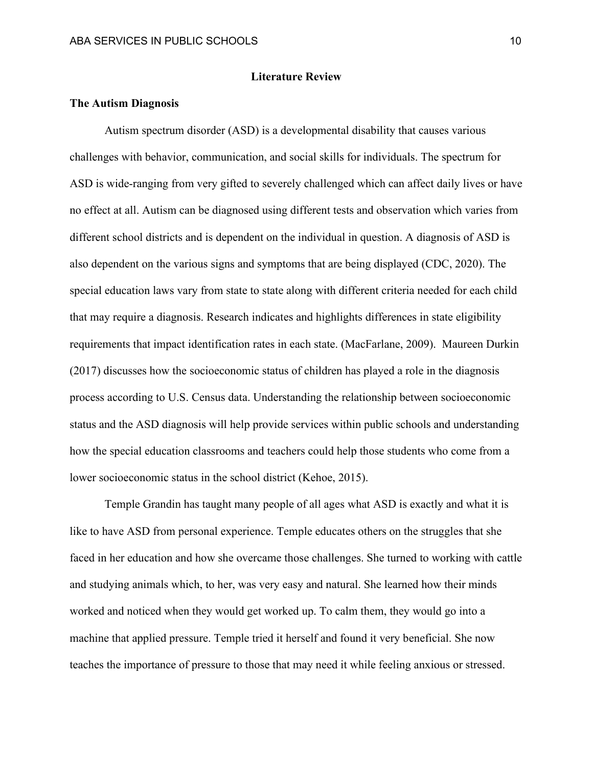## Literature Review

### The Autism Diagnosis

Autism spectrum disorder (ASD) is a developmental disability that causes various challenges with behavior, communication, and social skills for individuals. The spectrum for ASD is wide-ranging from very gifted to severely challenged which can affect daily lives or have no effect at all. Autism can be diagnosed using different tests and observation which varies from different school districts and is dependent on the individual in question. A diagnosis of ASD is also dependent on the various signs and symptoms that are being displayed (CDC, 2020). The special education laws vary from state to state along with different criteria needed for each child that may require a diagnosis. Research indicates and highlights differences in state eligibility requirements that impact identification rates in each state. (MacFarlane, 2009). Maureen Durkin (2017) discusses how the socioeconomic status of children has played a role in the diagnosis process according to U.S. Census data. Understanding the relationship between socioeconomic status and the ASD diagnosis will help provide services within public schools and understanding how the special education classrooms and teachers could help those students who come from a lower socioeconomic status in the school district (Kehoe, 2015).

Temple Grandin has taught many people of all ages what ASD is exactly and what it is like to have ASD from personal experience. Temple educates others on the struggles that she faced in her education and how she overcame those challenges. She turned to working with cattle and studying animals which, to her, was very easy and natural. She learned how their minds worked and noticed when they would get worked up. To calm them, they would go into a machine that applied pressure. Temple tried it herself and found it very beneficial. She now teaches the importance of pressure to those that may need it while feeling anxious or stressed.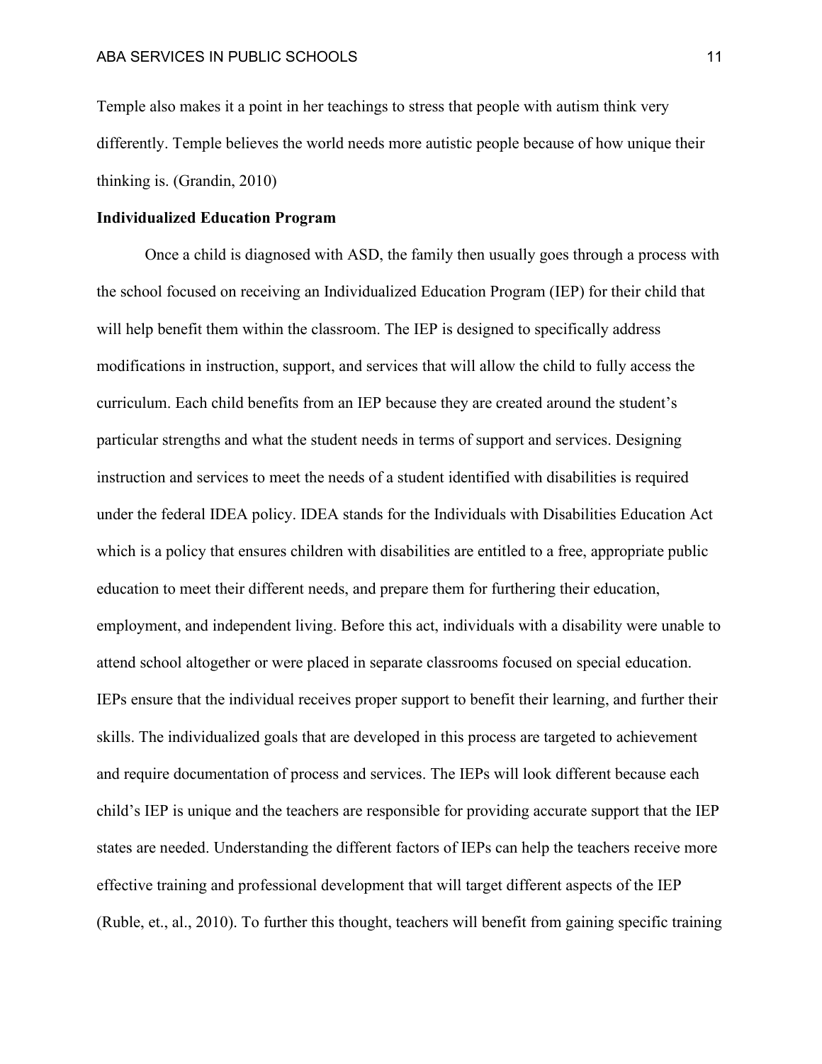Temple also makes it a point in her teachings to stress that people with autism think very differently. Temple believes the world needs more autistic people because of how unique their thinking is. (Grandin, 2010)

**Individualized Education Program**

Once a child is diagnosed with ASD, the family then usually goes through a process with the school focused on receiving an Individualized Education Program (IEP) for their child that will help benefit them within the classroom. The IEP is designed to specifically address modifications in instruction, support, and services that will allow the child to fully access the curriculum. Each child benefits from an IEP because they are created around the student's particular strengths and what the student needs in terms of support and services. Designing instruction and services to meet the needs of a student identified with disabilities is required under the federal IDEA policy. IDEA stands for the Individuals with Disabilities Education Act which is a policy that ensures children with disabilities are entitled to a free, appropriate public education to meet their different needs, and prepare them for furthering their education, employment, and independent living. Before this act, individuals with a disability were unable to attend school altogether or were placed in separate classrooms focused on special education. IEPs ensure that the individual receives proper support to benefit their learning, and further their skills. The individualized goals that are developed in this process are targeted to achievement and require documentation of process and services. The IEPs will look different because each child's IEP is unique and the teachers are responsible for providing accurate support that the IEP states are needed. Understanding the different factors of IEPs can help the teachers receive more effective training and professional development that will target different aspects of the IEP (Ruble, et., al., 2010). To further this thought, teachers will benefit from gaining specific training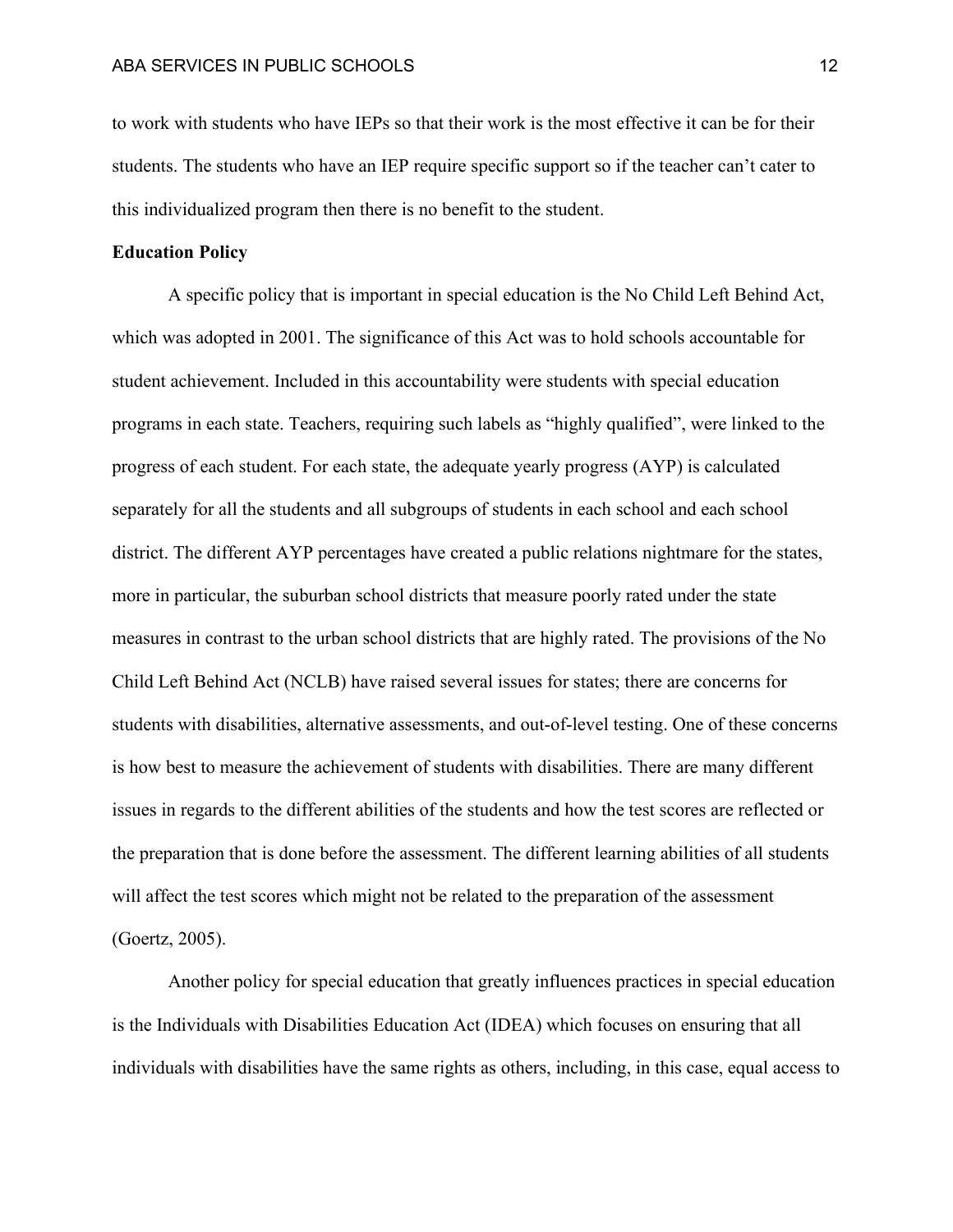to work with students who have IEPs so that their work is the most effective it can be for their students. The students who have an IEP require specific support so if the teacher can't cater to this individualized program then there is no benefit to the student.

**Education Policy**

A specific policy that is important in special education is the No Child Left Behind Act, which was adopted in 2001. The significance of this Act was to hold schools accountable for student achievement. Included in this accountability were students with special education programs in each state. Teachers, requiring such labels as "highly qualified", were linked to the progress of each student. For each state, the adequate yearly progress (AYP) is calculated separately for all the students and all subgroups of students in each school and each school district. The different AYP percentages have created a public relations nightmare for the states, more in particular, the suburban school districts that measure poorly rated under the state measures in contrast to the urban school districts that are highly rated. The provisions of the No Child Left Behind Act (NCLB) have raised several issues for states; there are concerns for students with disabilities, alternative assessments, and out-of-level testing. One of these concerns is how best to measure the achievement of students with disabilities. There are many different issues in regards to the different abilities of the students and how the test scores are reflected or the preparation that is done before the assessment. The different learning abilities of all students will affect the test scores which might not be related to the preparation of the assessment (Goertz, 2005).

Another policy for special education that greatly influences practices in special education is the Individuals with Disabilities Education Act (IDEA) which focuses on ensuring that all individuals with disabilities have the same rights as others, including, in this case, equal access to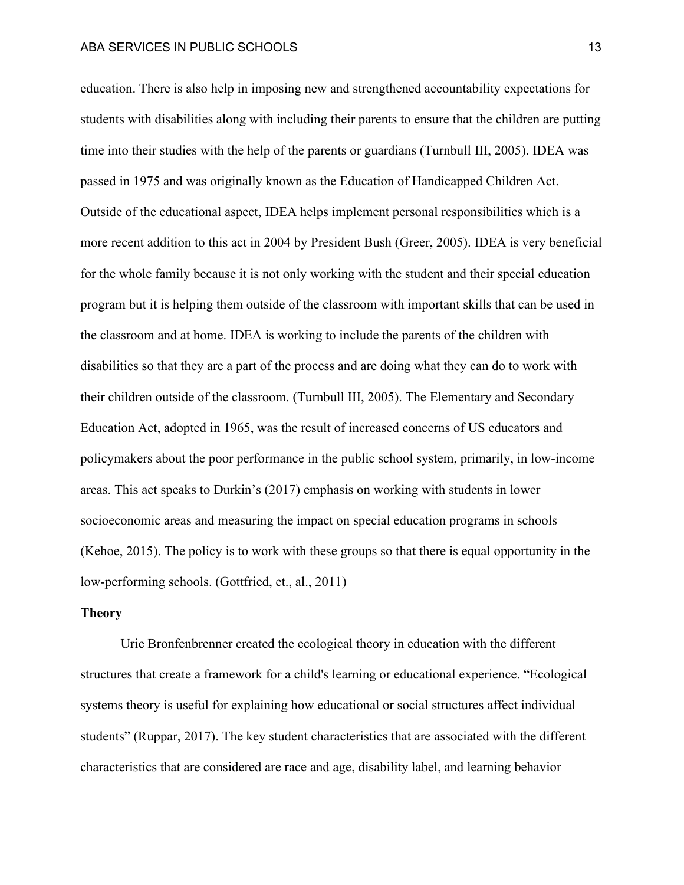education. There is also help in imposing new and strengthened accountability expectations for students with disabilities along with including their parents to ensure that the children are putting time into their studies with the help of the parents or guardians (Turnbull III, 2005). IDEA was passed in 1975 and was originally known as the Education of Handicapped Children Act. Outside of the educational aspect, IDEA helps implement personal responsibilities which is a more recent addition to this act in 2004 by President Bush (Greer, 2005). IDEA is very beneficial for the whole family because it is not only working with the student and their special education program but it is helping them outside of the classroom with important skills that can be used in the classroom and at home. IDEA is working to include the parents of the children with disabilities so that they are a part of the process and are doing what they can do to work with their children outside of the classroom. (Turnbull III, 2005). The Elementary and Secondary Education Act, adopted in 1965, was the result of increased concerns of US educators and policymakers about the poor performance in the public school system, primarily, in low-income areas. This act speaks to Durkin's (2017) emphasis on working with students in lower socioeconomic areas and measuring the impact on special education programs in schools (Kehoe, 2015). The policy is to work with these groups so that there is equal opportunity in the low-performing schools. (Gottfried, et., al., 2011)

**Theory**

Urie Bronfenbrenner created the ecological theory in education with the different structures that create a framework for a child's learning or educational experience. "Ecological systems theory is useful for explaining how educational or social structures affect individual students" (Ruppar, 2017). The key student characteristics that are associated with the different characteristics that are considered are race and age, disability label, and learning behavior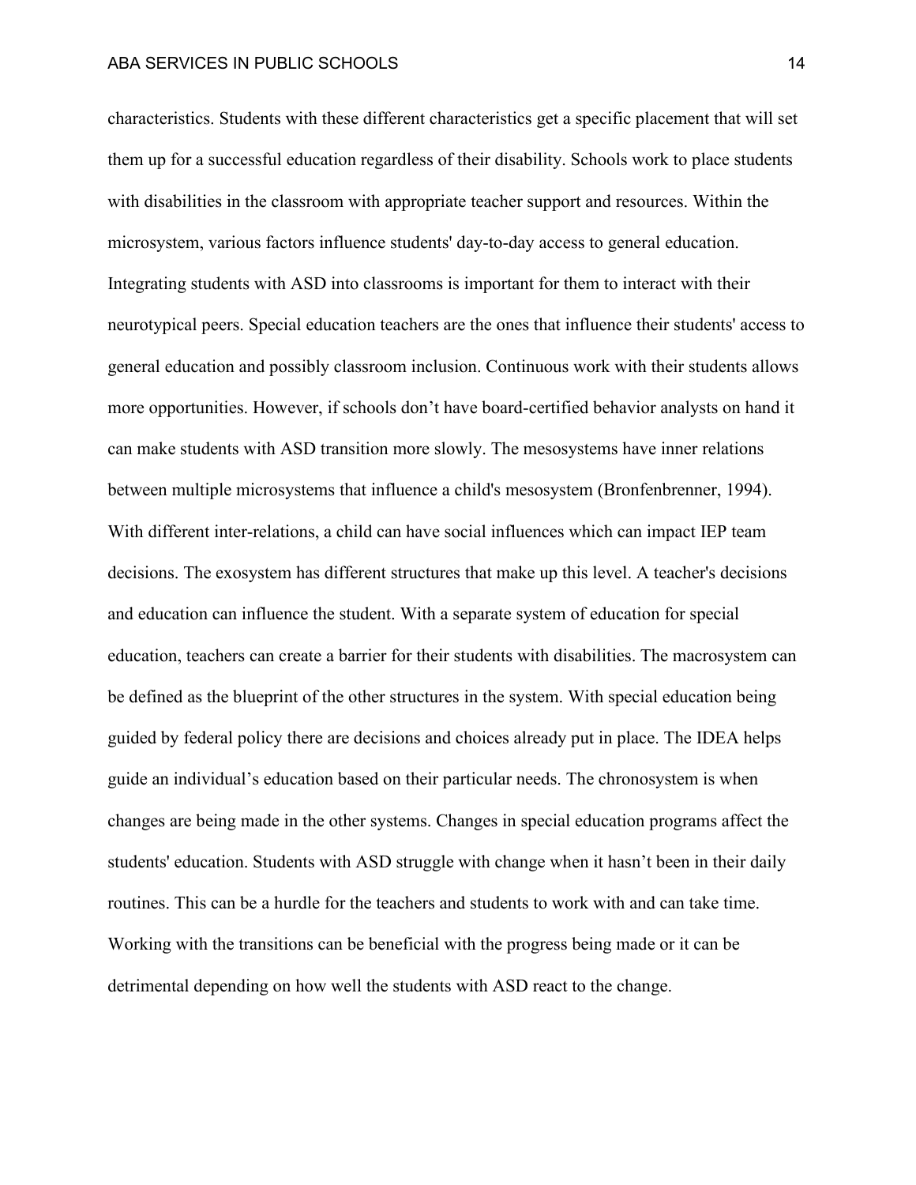characteristics. Students with these different characteristics get a specific placement that will set them up for a successful education regardless of their disability. Schools work to place students with disabilities in the classroom with appropriate teacher support and resources. Within the microsystem, various factors influence students' day-to-day access to general education. Integrating students with ASD into classrooms is important for them to interact with their neurotypical peers. Special education teachers are the ones that influence their students' access to general education and possibly classroom inclusion. Continuous work with their students allows more opportunities. However, if schools don't have board-certified behavior analysts on hand it can make students with ASD transition more slowly. The mesosystems have inner relations between multiple microsystems that influence a child's mesosystem (Bronfenbrenner, 1994). With different inter-relations, a child can have social influences which can impact IEP team decisions. The exosystem has different structures that make up this level. A teacher's decisions and education can influence the student. With a separate system of education for special education, teachers can create a barrier for their students with disabilities. The macrosystem can be defined as the blueprint of the other structures in the system. With special education being guided by federal policy there are decisions and choices already put in place. The IDEA helps guide an individual's education based on their particular needs. The chronosystem is when changes are being made in the other systems. Changes in special education programs affect the students' education. Students with ASD struggle with change when it hasn't been in their daily routines. This can be a hurdle for the teachers and students to work with and can take time. Working with the transitions can be beneficial with the progress being made or it can be detrimental depending on how well the students with ASD react to the change.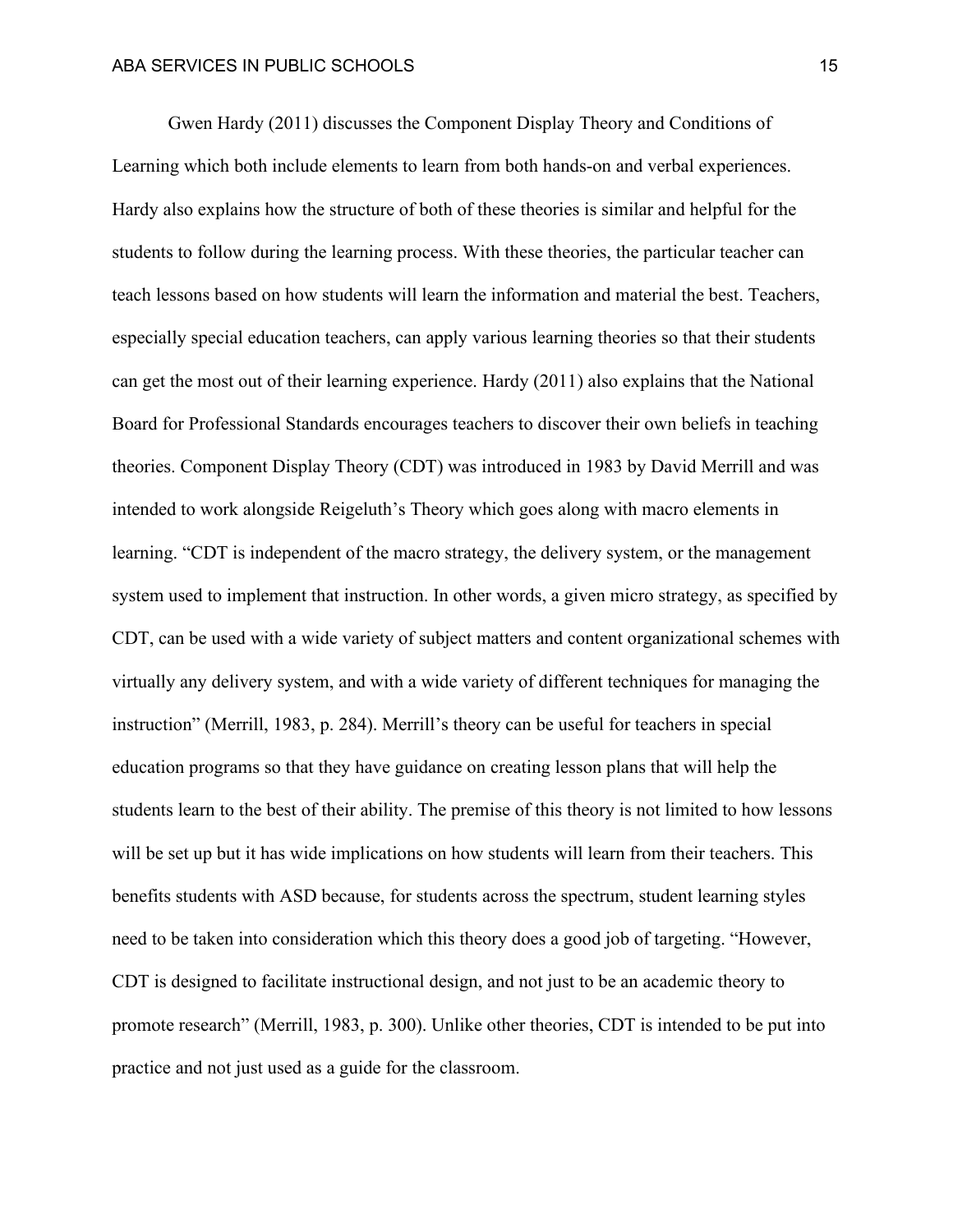Gwen Hardy (2011) discusses the Component Display Theory and Conditions of Learning which both include elements to learn from both hands-on and verbal experiences. Hardy also explains how the structure of both of these theories is similar and helpful for the students to follow during the learning process. With these theories, the particular teacher can teach lessons based on how students will learn the information and material the best. Teachers, especially special education teachers, can apply various learning theories so that their students can get the most out of their learning experience. Hardy (2011) also explains that the National Board for Professional Standards encourages teachers to discover their own beliefs in teaching theories. Component Display Theory (CDT) was introduced in 1983 by David Merrill and was intended to work alongside Reigeluth's Theory which goes along with macro elements in learning. "CDT is independent of the macro strategy, the delivery system, or the management system used to implement that instruction. In other words, a given micro strategy, as specified by CDT, can be used with a wide variety of subject matters and content organizational schemes with virtually any delivery system, and with a wide variety of different techniques for managing the instruction" (Merrill, 1983, p. 284). Merrill's theory can be useful for teachers in special education programs so that they have guidance on creating lesson plans that will help the students learn to the best of their ability. The premise of this theory is not limited to how lessons will be set up but it has wide implications on how students will learn from their teachers. This benefits students with ASD because, for students across the spectrum, student learning styles need to be taken into consideration which this theory does a good job of targeting. "However, CDT is designed to facilitate instructional design, and not just to be an academic theory to promote research" (Merrill, 1983, p. 300). Unlike other theories, CDT is intended to be put into practice and not just used as a guide for the classroom.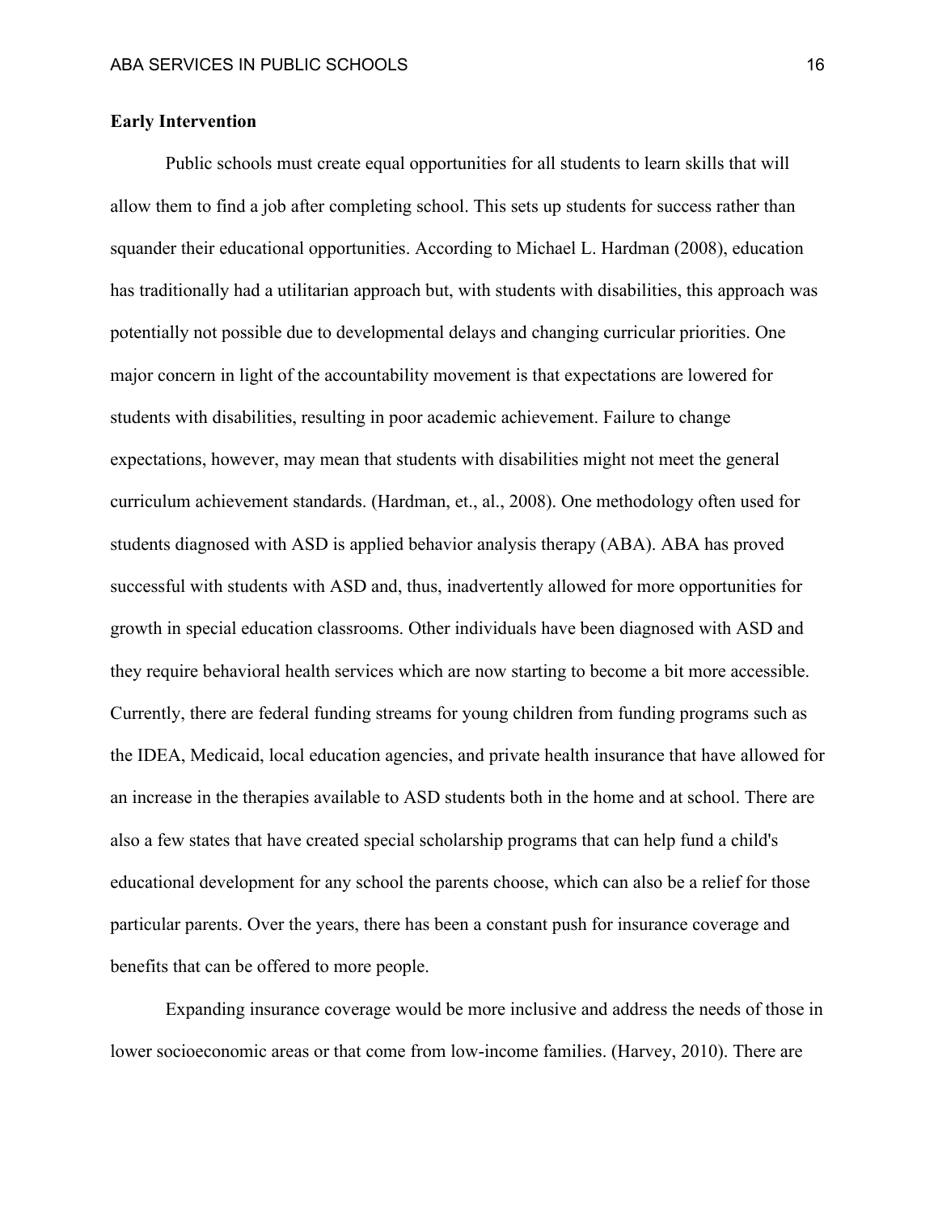**Early Intervention**

Public schools must create equal opportunities for all students to learn skills that will allow them to find a job after completing school. This sets up students for success rather than squander their educational opportunities. According to Michael L. Hardman (2008), education has traditionally had a utilitarian approach but, with students with disabilities, this approach was potentially not possible due to developmental delays and changing curricular priorities. One major concern in light of the accountability movement is that expectations are lowered for students with disabilities, resulting in poor academic achievement. Failure to change expectations, however, may mean that students with disabilities might not meet the general curriculum achievement standards. (Hardman, et., al., 2008). One methodology often used for students diagnosed with ASD is applied behavior analysis therapy (ABA). ABA has proved successful with students with ASD and, thus, inadvertently allowed for more opportunities for growth in special education classrooms. Other individuals have been diagnosed with ASD and they require behavioral health services which are now starting to become a bit more accessible. Currently, there are federal funding streams for young children from funding programs such as the IDEA, Medicaid, local education agencies, and private health insurance that have allowed for an increase in the therapies available to ASD students both in the home and at school. There are also a few states that have created special scholarship programs that can help fund a child's educational development for any school the parents choose, which can also be a relief for those particular parents. Over the years, there has been a constant push for insurance coverage and benefits that can be offered to more people.

Expanding insurance coverage would be more inclusive and address the needs of those in lower socioeconomic areas or that come from low-income families. (Harvey, 2010). There are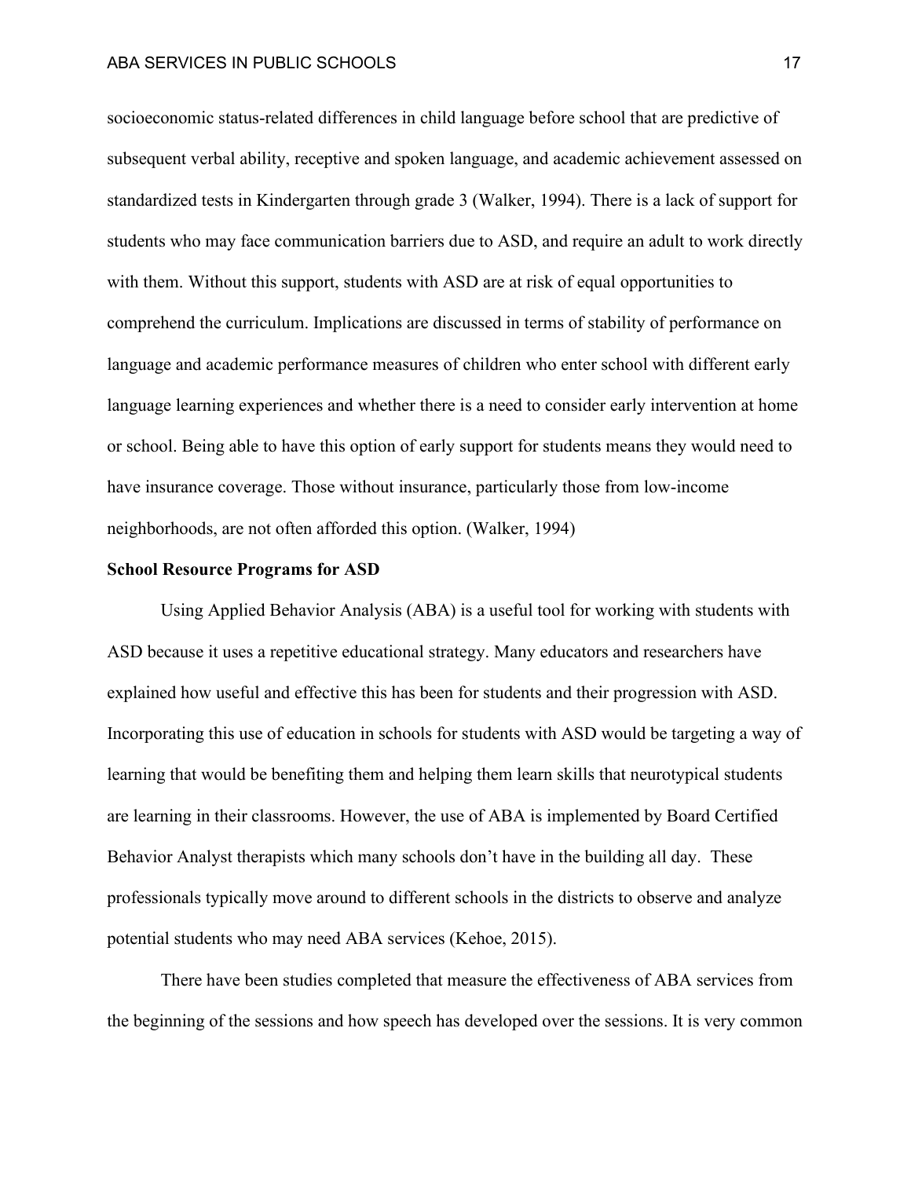socioeconomic status-related differences in child language before school that are predictive of subsequent verbal ability, receptive and spoken language, and academic achievement assessed on standardized tests in Kindergarten through grade 3 (Walker, 1994). There is a lack of support for students who may face communication barriers due to ASD, and require an adult to work directly with them. Without this support, students with ASD are at risk of equal opportunities to comprehend the curriculum. Implications are discussed in terms of stability of performance on language and academic performance measures of children who enter school with different early language learning experiences and whether there is a need to consider early intervention at home or school. Being able to have this option of early support for students means they would need to have insurance coverage. Those without insurance, particularly those from low-income neighborhoods, are not often afforded this option. (Walker, 1994)

**School Resource Programs for ASD**

Using Applied Behavior Analysis (ABA) is a useful tool for working with students with ASD because it uses a repetitive educational strategy. Many educators and researchers have explained how useful and effective this has been for students and their progression with ASD. Incorporating this use of education in schools for students with ASD would be targeting a way of learning that would be benefiting them and helping them learn skills that neurotypical students are learning in their classrooms. However, the use of ABA is implemented by Board Certified Behavior Analyst therapists which many schools don't have in the building all day. These professionals typically move around to different schools in the districts to observe and analyze potential students who may need ABA services (Kehoe, 2015).

There have been studies completed that measure the effectiveness of ABA services from the beginning of the sessions and how speech has developed over the sessions. It is very common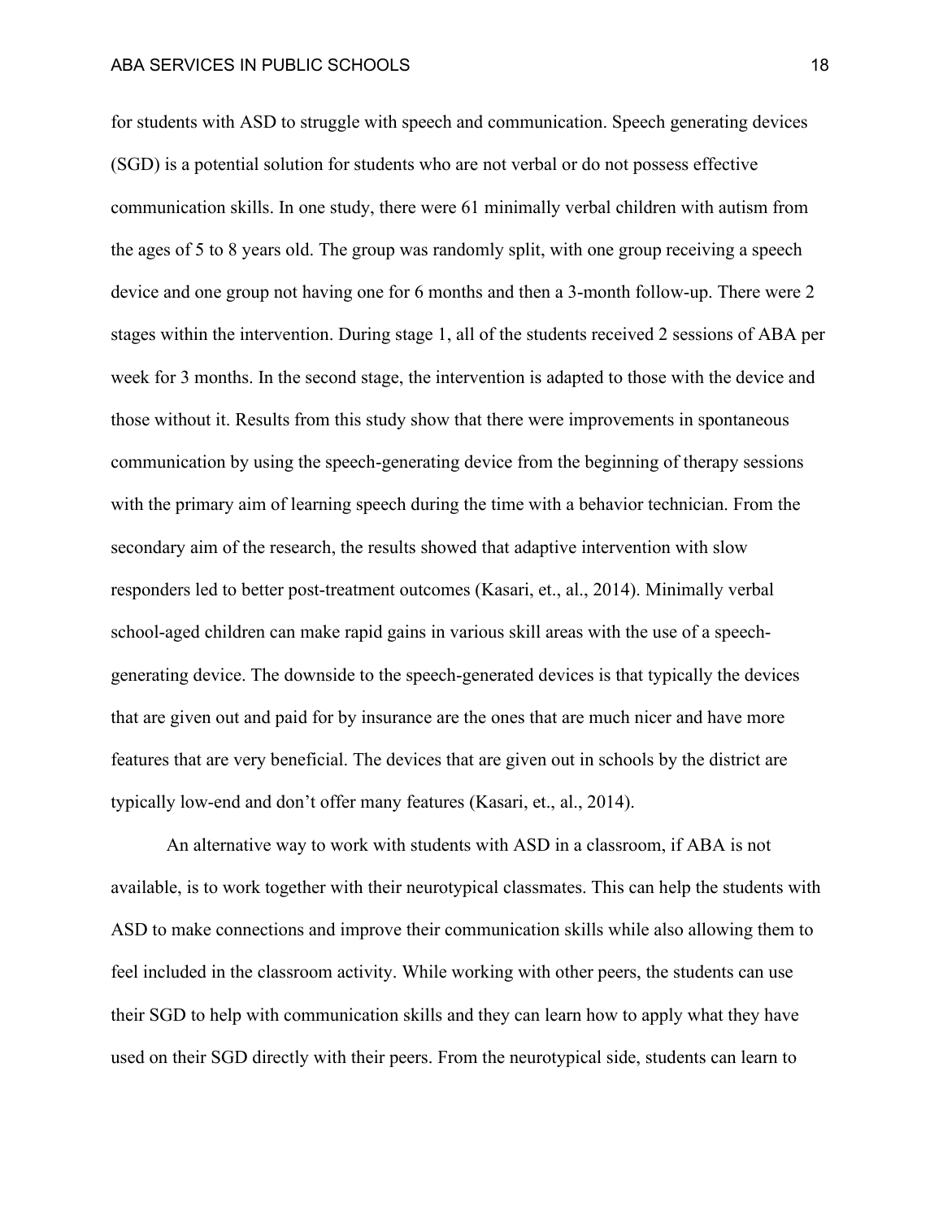for students with ASD to struggle with speech and communication. Speech generating devices (SGD) is a potential solution for students who are not verbal or do not possess effective communication skills. In one study, there were 61 minimally verbal children with autism from the ages of 5 to 8 years old. The group was randomly split, with one group receiving a speech device and one group not having one for 6 months and then a 3-month follow-up. There were 2 stages within the intervention. During stage 1, all of the students received 2 sessions of ABA per week for 3 months. In the second stage, the intervention is adapted to those with the device and those without it. Results from this study show that there were improvements in spontaneous communication by using the speech-generating device from the beginning of therapy sessions with the primary aim of learning speech during the time with a behavior technician. From the secondary aim of the research, the results showed that adaptive intervention with slow responders led to better post-treatment outcomes (Kasari, et., al., 2014). Minimally verbal school-aged children can make rapid gains in various skill areas with the use of a speech-generating device. The downside to the speech-generated devices is that typically the devices that are given out and paid for by insurance are the ones that are much nicer and have more features that are very beneficial. The devices that are given out in schools by the district are typically low-end and don't offer many features (Kasari, et., al., 2014).

An alternative way to work with students with ASD in a classroom, if ABA is not available, is to work together with their neurotypical classmates. This can help the students with ASD to make connections and improve their communication skills while also allowing them to feel included in the classroom activity. While working with other peers, the students can use their SGD to help with communication skills and they can learn how to apply what they have used on their SGD directly with their peers. From the neurotypical side, students can learn to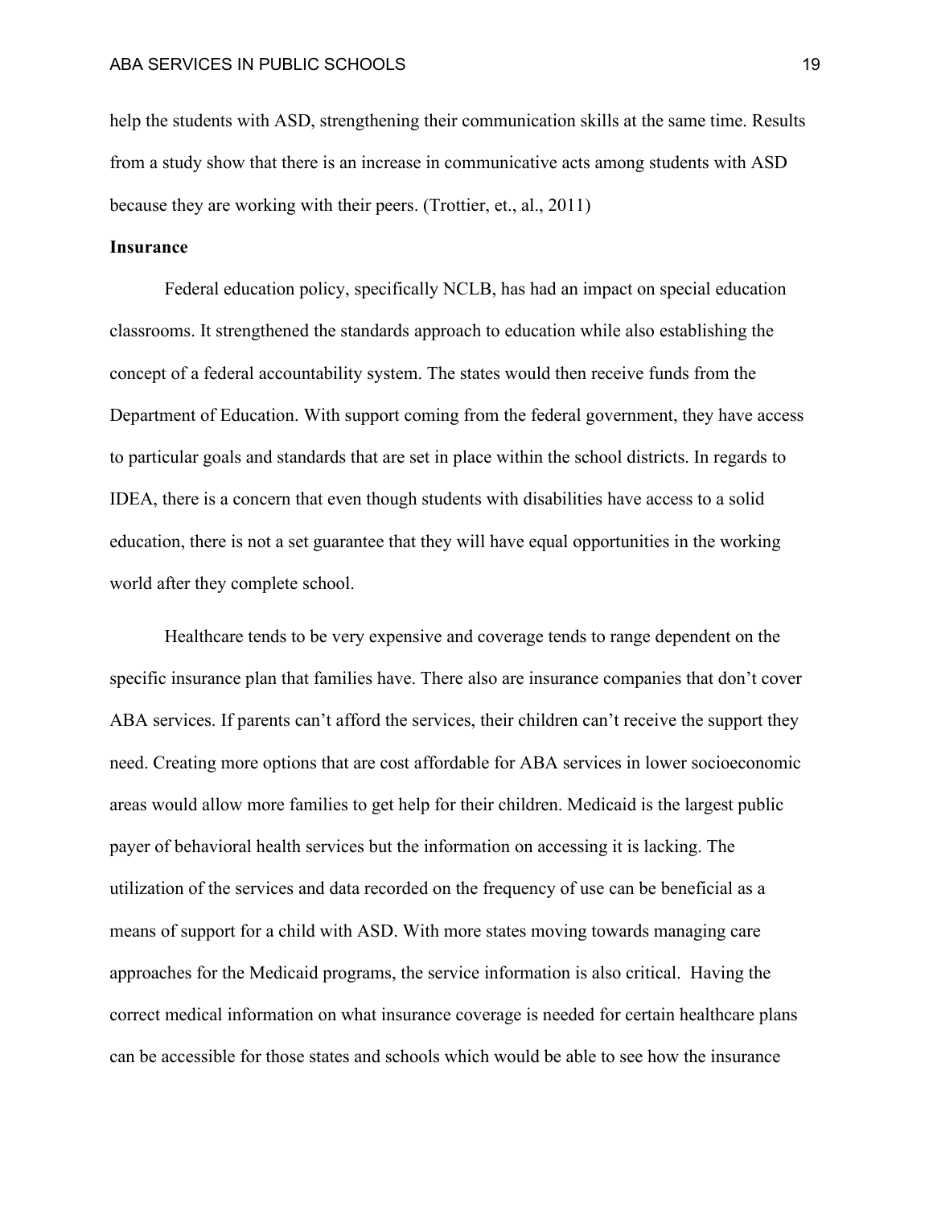help the students with ASD, strengthening their communication skills at the same time. Results from a study show that there is an increase in communicative acts among students with ASD because they are working with their peers. (Trottier, et., al., 2011)

**Insurance**

Federal education policy, specifically NCLB, has had an impact on special education classrooms. It strengthened the standards approach to education while also establishing the concept of a federal accountability system. The states would then receive funds from the Department of Education. With support coming from the federal government, they have access to particular goals and standards that are set in place within the school districts. In regards to IDEA, there is a concern that even though students with disabilities have access to a solid education, there is not a set guarantee that they will have equal opportunities in the working world after they complete school.

Healthcare tends to be very expensive and coverage tends to range dependent on the specific insurance plan that families have. There also are insurance companies that don't cover ABA services. If parents can't afford the services, their children can't receive the support they need. Creating more options that are cost affordable for ABA services in lower socioeconomic areas would allow more families to get help for their children. Medicaid is the largest public payer of behavioral health services but the information on accessing it is lacking. The utilization of the services and data recorded on the frequency of use can be beneficial as a means of support for a child with ASD. With more states moving towards managing care approaches for the Medicaid programs, the service information is also critical. Having the correct medical information on what insurance coverage is needed for certain healthcare plans can be accessible for those states and schools which would be able to see how the insurance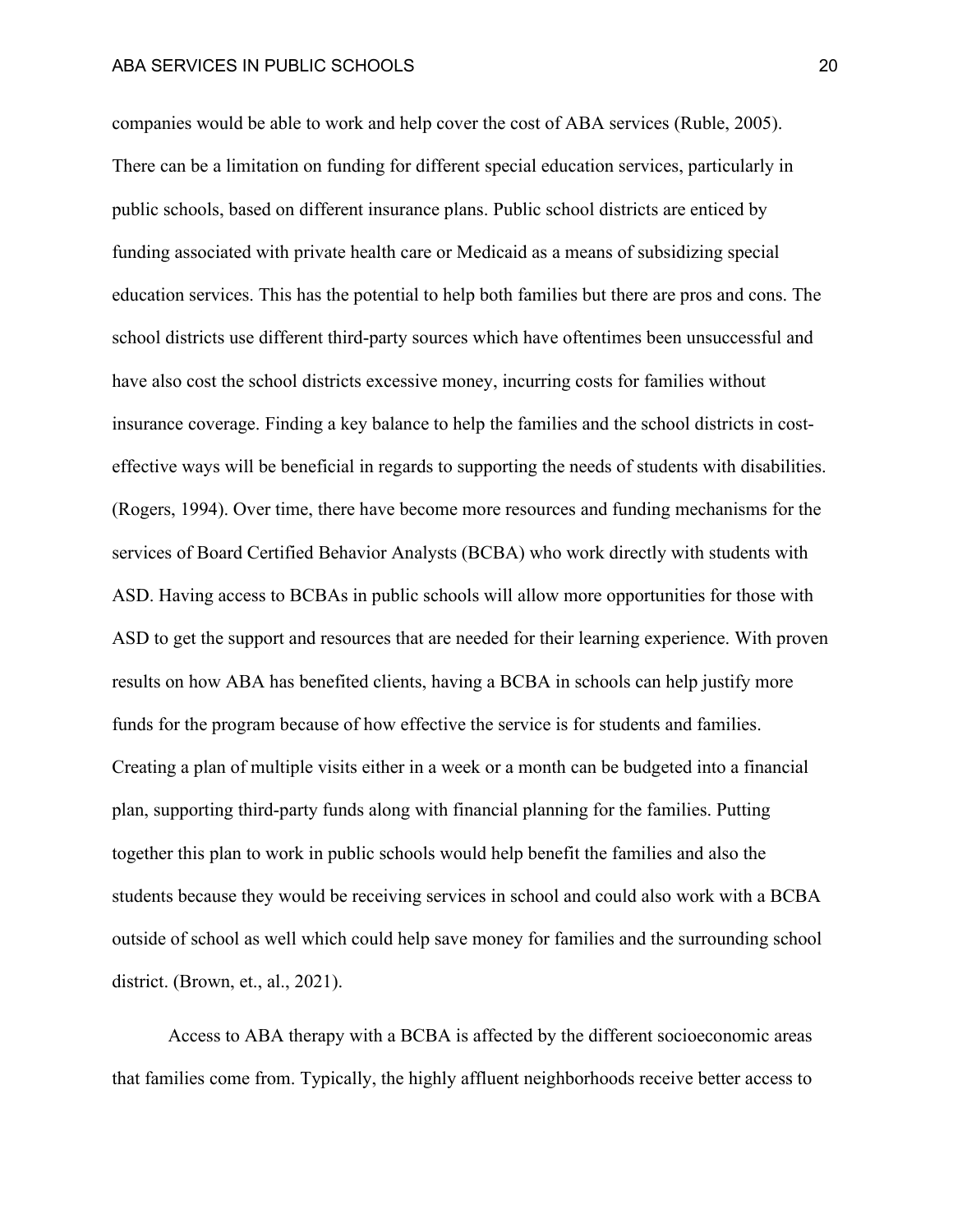companies would be able to work and help cover the cost of ABA services (Ruble, 2005). There can be a limitation on funding for different special education services, particularly in public schools, based on different insurance plans. Public school districts are enticed by funding associated with private health care or Medicaid as a means of subsidizing special education services. This has the potential to help both families but there are pros and cons. The school districts use different third-party sources which have oftentimes been unsuccessful and have also cost the school districts excessive money, incurring costs for families without insurance coverage. Finding a key balance to help the families and the school districts in cost-effective ways will be beneficial in regards to supporting the needs of students with disabilities. (Rogers, 1994). Over time, there have become more resources and funding mechanisms for the services of Board Certified Behavior Analysts (BCBA) who work directly with students with ASD. Having access to BCBAs in public schools will allow more opportunities for those with ASD to get the support and resources that are needed for their learning experience. With proven results on how ABA has benefited clients, having a BCBA in schools can help justify more funds for the program because of how effective the service is for students and families. Creating a plan of multiple visits either in a week or a month can be budgeted into a financial plan, supporting third-party funds along with financial planning for the families. Putting together this plan to work in public schools would help benefit the families and also the students because they would be receiving services in school and could also work with a BCBA outside of school as well which could help save money for families and the surrounding school district. (Brown, et., al., 2021).

Access to ABA therapy with a BCBA is affected by the different socioeconomic areas that families come from. Typically, the highly affluent neighborhoods receive better access to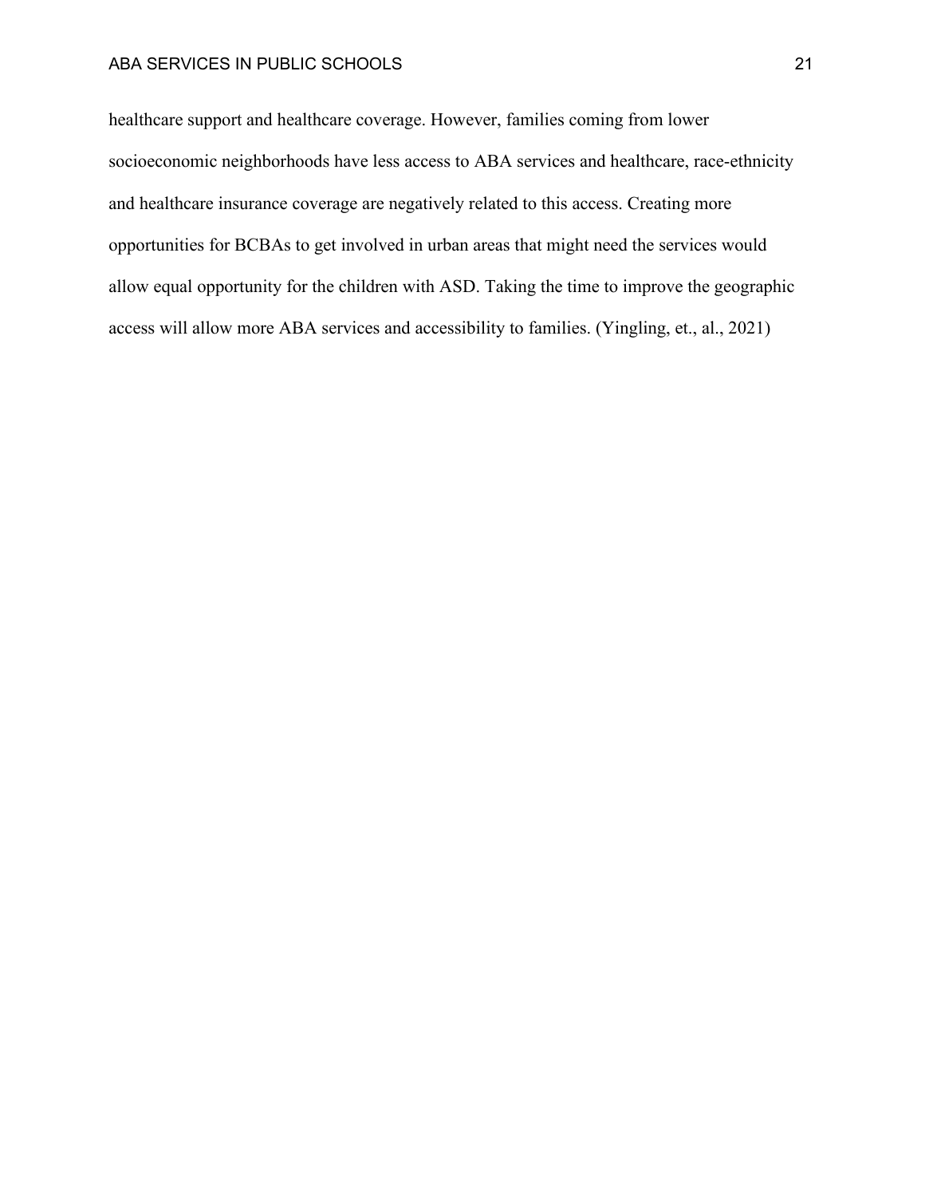healthcare support and healthcare coverage. However, families coming from lower socioeconomic neighborhoods have less access to ABA services and healthcare, race-ethnicity and healthcare insurance coverage are negatively related to this access. Creating more opportunities for BCBAs to get involved in urban areas that might need the services would allow equal opportunity for the children with ASD. Taking the time to improve the geographic access will allow more ABA services and accessibility to families. (Yingling, et., al., 2021)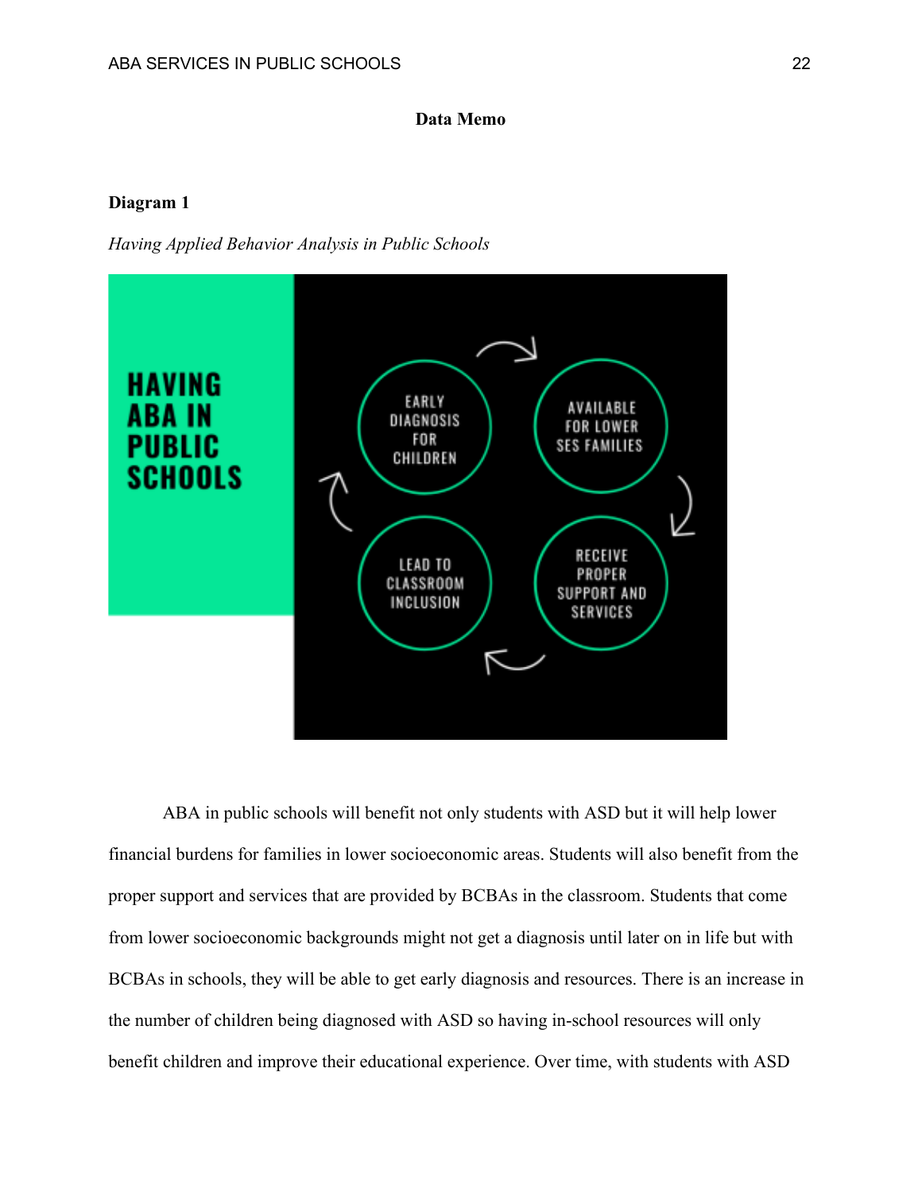**Data Memo**

**Diagram 1**

*Having Applied Behavior Analysis in Public Schools*

HAVING ABA IN PUBLIC SCHOOLS

EARLY DIAGNOSIS FOR CHILDREN → AVAILABLE FOR LOWER SES FAMILIES → RECEIVE PROPER SUPPORT AND SERVICES → LEAD TO CLASSROOM INCLUSION

ABA in public schools will benefit not only students with ASD but it will help lower financial burdens for families in lower socioeconomic areas. Students will also benefit from the proper support and services that are provided by BCBAs in the classroom. Students that come from lower socioeconomic backgrounds might not get a diagnosis until later on in life but with BCBAs in schools, they will be able to get early diagnosis and resources. There is an increase in the number of children being diagnosed with ASD so having in-school resources will only benefit children and improve their educational experience. Over time, with students with ASD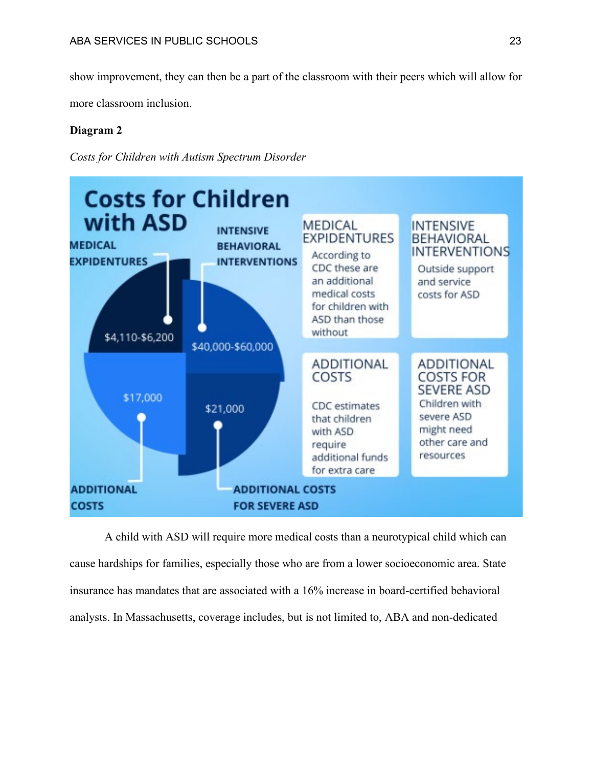show improvement, they can then be a part of the classroom with their peers which will allow for more classroom inclusion.

**Diagram 2**

*Costs for Children with Autism Spectrum Disorder*

Costs for Children with ASD

MEDICAL EXPIDENTURES

INTENSIVE BEHAVIORAL INTERVENTIONS

$4,110-$6,200

$40,000-$60,000

$17,000

$21,000

ADDITIONAL COSTS

ADDITIONAL COSTS FOR SEVERE ASD

MEDICAL EXPIDENTURES
According to CDC these are an additional medical costs for children with ASD than those without

INTENSIVE BEHAVIORAL INTERVENTIONS
Outside support and service costs for ASD

ADDITIONAL COSTS
CDC estimates that children with ASD require additional funds for extra care

ADDITIONAL COSTS FOR SEVERE ASD
Children with severe ASD might need other care and resources

A child with ASD will require more medical costs than a neurotypical child which can cause hardships for families, especially those who are from a lower socioeconomic area. State insurance has mandates that are associated with a 16% increase in board-certified behavioral analysts. In Massachusetts, coverage includes, but is not limited to, ABA and non-dedicated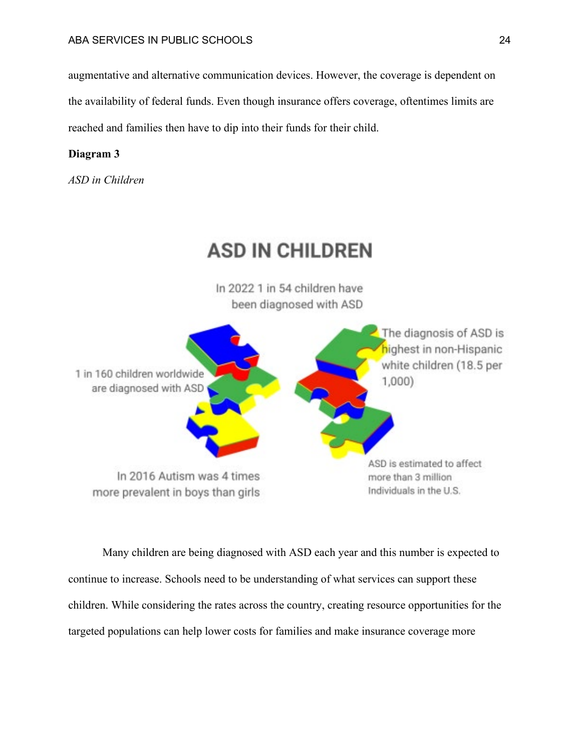augmentative and alternative communication devices. However, the coverage is dependent on the availability of federal funds. Even though insurance offers coverage, oftentimes limits are reached and families then have to dip into their funds for their child.

**Diagram 3**

*ASD in Children*

ASD IN CHILDREN

In 2022 1 in 54 children have been diagnosed with ASD

1 in 160 children worldwide are diagnosed with ASD

The diagnosis of ASD is highest in non-Hispanic white children (18.5 per 1,000)

In 2016 Autism was 4 times more prevalent in boys than girls

ASD is estimated to affect more than 3 million Individuals in the U.S.

Many children are being diagnosed with ASD each year and this number is expected to continue to increase. Schools need to be understanding of what services can support these children. While considering the rates across the country, creating resource opportunities for the targeted populations can help lower costs for families and make insurance coverage more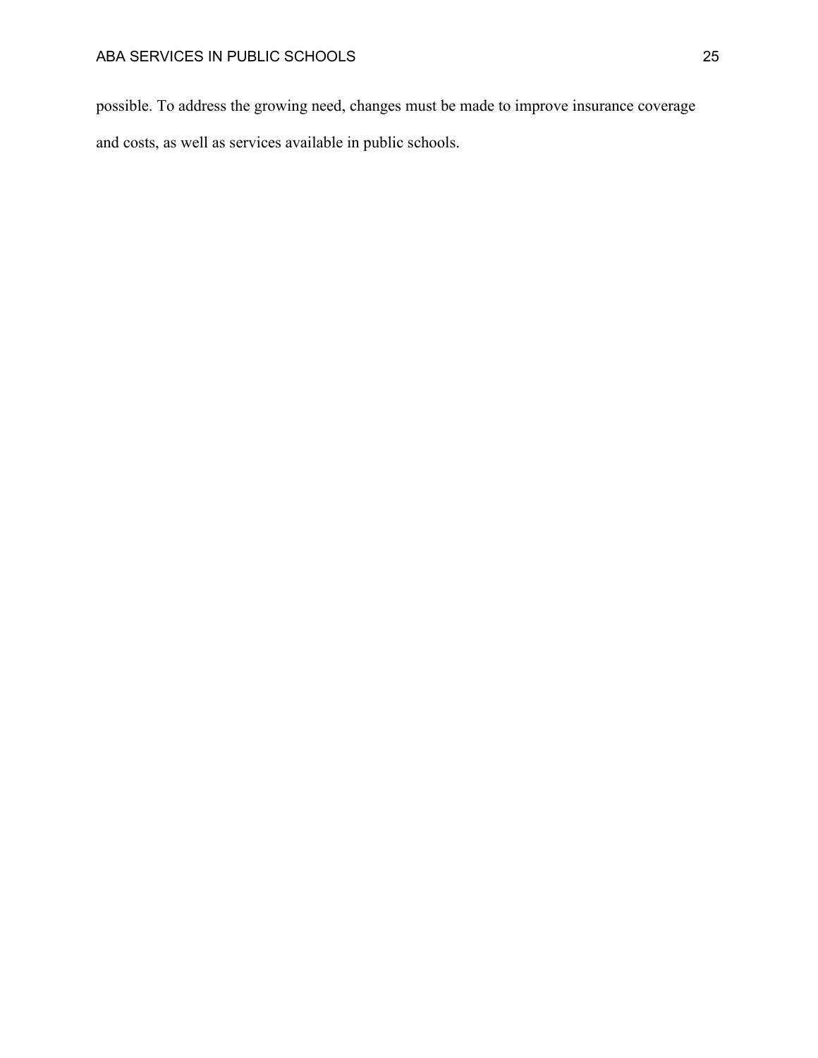possible. To address the growing need, changes must be made to improve insurance coverage and costs, as well as services available in public schools.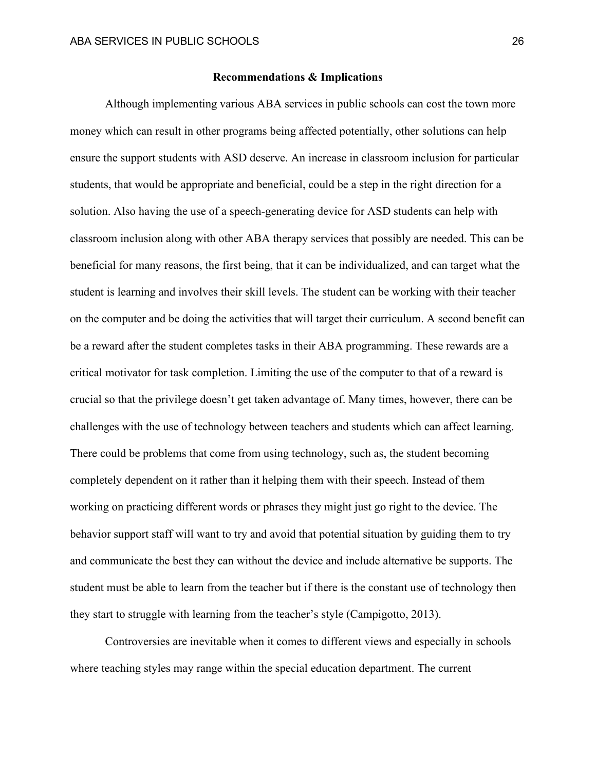## Recommendations & Implications

Although implementing various ABA services in public schools can cost the town more money which can result in other programs being affected potentially, other solutions can help ensure the support students with ASD deserve. An increase in classroom inclusion for particular students, that would be appropriate and beneficial, could be a step in the right direction for a solution. Also having the use of a speech-generating device for ASD students can help with classroom inclusion along with other ABA therapy services that possibly are needed. This can be beneficial for many reasons, the first being, that it can be individualized, and can target what the student is learning and involves their skill levels. The student can be working with their teacher on the computer and be doing the activities that will target their curriculum. A second benefit can be a reward after the student completes tasks in their ABA programming. These rewards are a critical motivator for task completion. Limiting the use of the computer to that of a reward is crucial so that the privilege doesn't get taken advantage of. Many times, however, there can be challenges with the use of technology between teachers and students which can affect learning. There could be problems that come from using technology, such as, the student becoming completely dependent on it rather than it helping them with their speech. Instead of them working on practicing different words or phrases they might just go right to the device. The behavior support staff will want to try and avoid that potential situation by guiding them to try and communicate the best they can without the device and include alternative be supports. The student must be able to learn from the teacher but if there is the constant use of technology then they start to struggle with learning from the teacher's style (Campigotto, 2013).

Controversies are inevitable when it comes to different views and especially in schools where teaching styles may range within the special education department. The current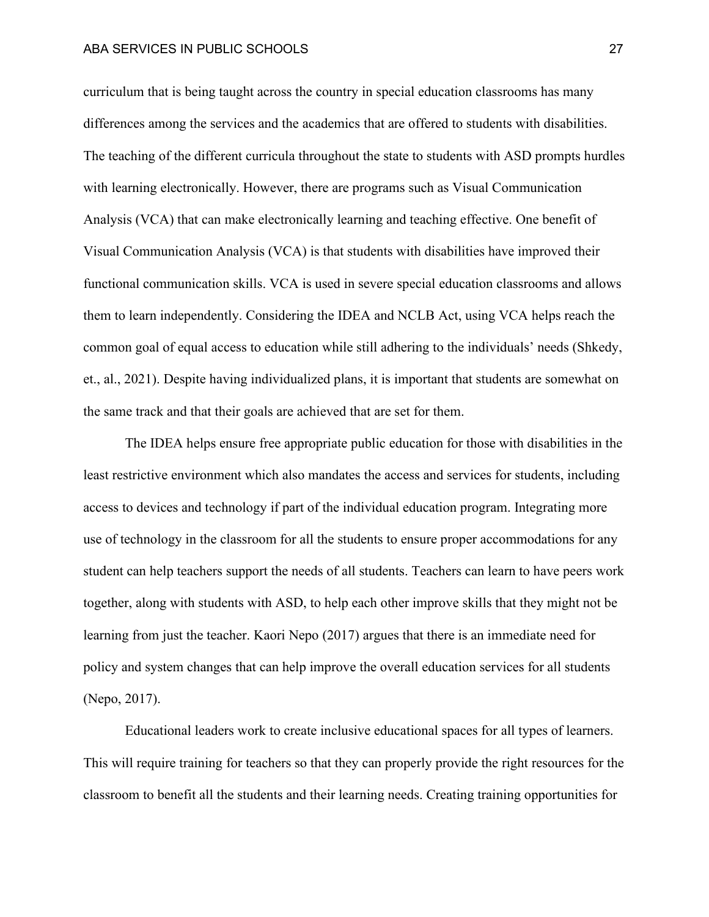curriculum that is being taught across the country in special education classrooms has many differences among the services and the academics that are offered to students with disabilities. The teaching of the different curricula throughout the state to students with ASD prompts hurdles with learning electronically. However, there are programs such as Visual Communication Analysis (VCA) that can make electronically learning and teaching effective. One benefit of Visual Communication Analysis (VCA) is that students with disabilities have improved their functional communication skills. VCA is used in severe special education classrooms and allows them to learn independently. Considering the IDEA and NCLB Act, using VCA helps reach the common goal of equal access to education while still adhering to the individuals' needs (Shkedy, et., al., 2021). Despite having individualized plans, it is important that students are somewhat on the same track and that their goals are achieved that are set for them.

The IDEA helps ensure free appropriate public education for those with disabilities in the least restrictive environment which also mandates the access and services for students, including access to devices and technology if part of the individual education program. Integrating more use of technology in the classroom for all the students to ensure proper accommodations for any student can help teachers support the needs of all students. Teachers can learn to have peers work together, along with students with ASD, to help each other improve skills that they might not be learning from just the teacher. Kaori Nepo (2017) argues that there is an immediate need for policy and system changes that can help improve the overall education services for all students (Nepo, 2017).

Educational leaders work to create inclusive educational spaces for all types of learners. This will require training for teachers so that they can properly provide the right resources for the classroom to benefit all the students and their learning needs. Creating training opportunities for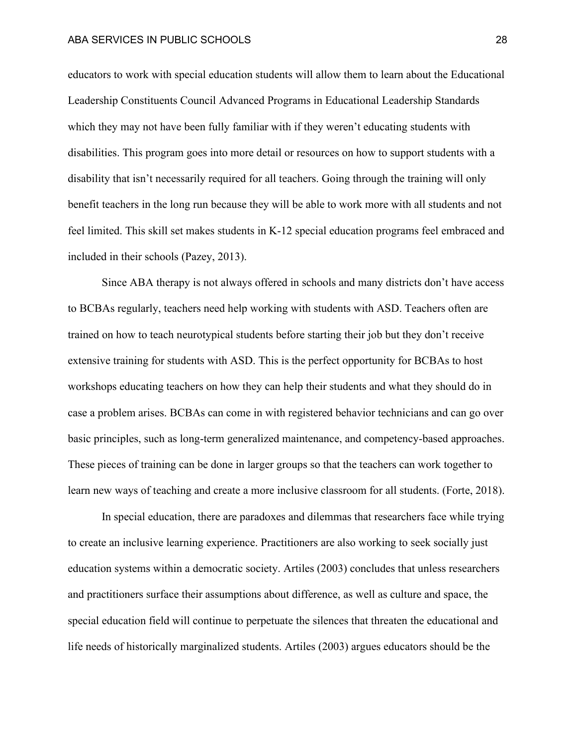educators to work with special education students will allow them to learn about the Educational Leadership Constituents Council Advanced Programs in Educational Leadership Standards which they may not have been fully familiar with if they weren't educating students with disabilities. This program goes into more detail or resources on how to support students with a disability that isn't necessarily required for all teachers. Going through the training will only benefit teachers in the long run because they will be able to work more with all students and not feel limited. This skill set makes students in K-12 special education programs feel embraced and included in their schools (Pazey, 2013).

Since ABA therapy is not always offered in schools and many districts don't have access to BCBAs regularly, teachers need help working with students with ASD. Teachers often are trained on how to teach neurotypical students before starting their job but they don't receive extensive training for students with ASD. This is the perfect opportunity for BCBAs to host workshops educating teachers on how they can help their students and what they should do in case a problem arises. BCBAs can come in with registered behavior technicians and can go over basic principles, such as long-term generalized maintenance, and competency-based approaches. These pieces of training can be done in larger groups so that the teachers can work together to learn new ways of teaching and create a more inclusive classroom for all students. (Forte, 2018).

In special education, there are paradoxes and dilemmas that researchers face while trying to create an inclusive learning experience. Practitioners are also working to seek socially just education systems within a democratic society. Artiles (2003) concludes that unless researchers and practitioners surface their assumptions about difference, as well as culture and space, the special education field will continue to perpetuate the silences that threaten the educational and life needs of historically marginalized students. Artiles (2003) argues educators should be the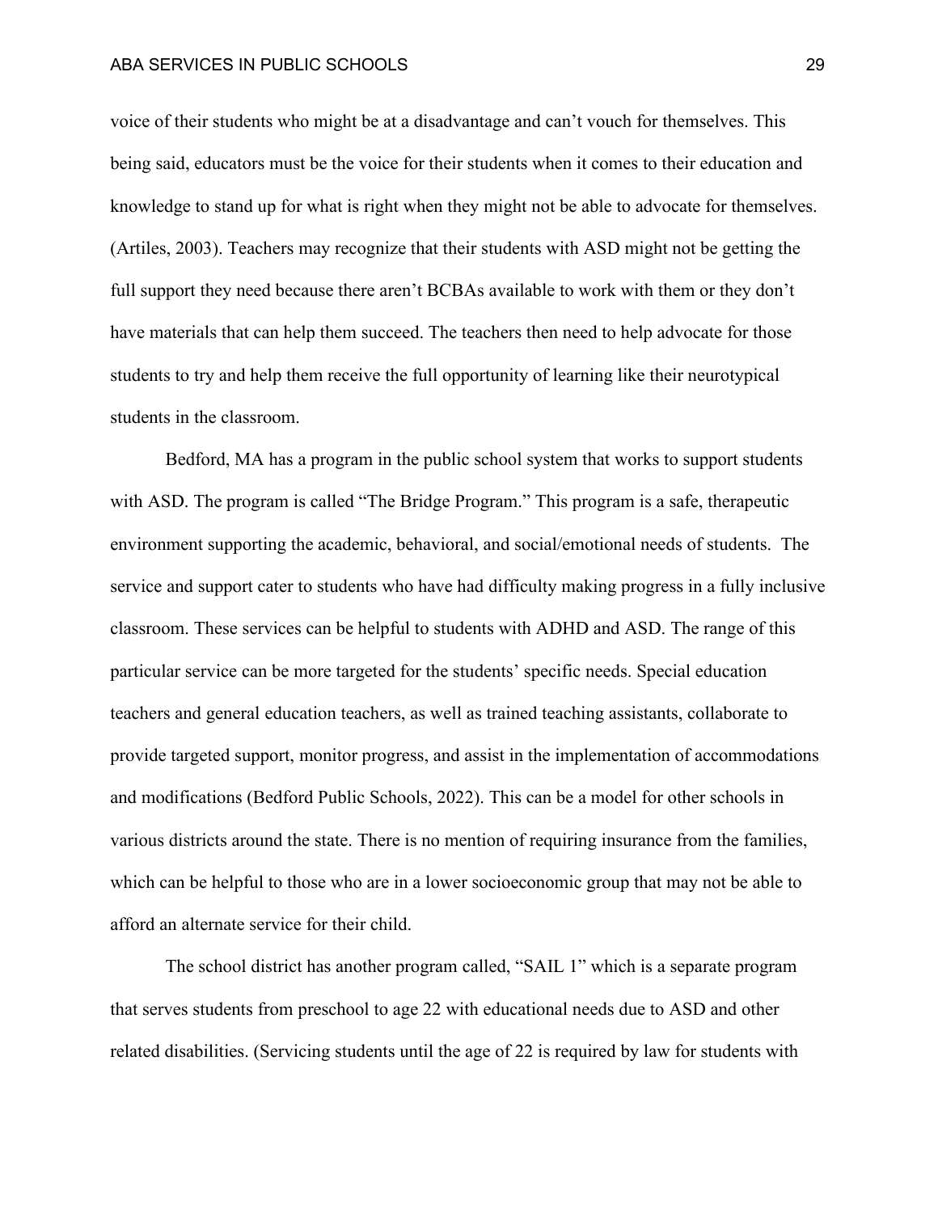voice of their students who might be at a disadvantage and can't vouch for themselves. This being said, educators must be the voice for their students when it comes to their education and knowledge to stand up for what is right when they might not be able to advocate for themselves. (Artiles, 2003). Teachers may recognize that their students with ASD might not be getting the full support they need because there aren't BCBAs available to work with them or they don't have materials that can help them succeed. The teachers then need to help advocate for those students to try and help them receive the full opportunity of learning like their neurotypical students in the classroom.

Bedford, MA has a program in the public school system that works to support students with ASD. The program is called "The Bridge Program." This program is a safe, therapeutic environment supporting the academic, behavioral, and social/emotional needs of students. The service and support cater to students who have had difficulty making progress in a fully inclusive classroom. These services can be helpful to students with ADHD and ASD. The range of this particular service can be more targeted for the students' specific needs. Special education teachers and general education teachers, as well as trained teaching assistants, collaborate to provide targeted support, monitor progress, and assist in the implementation of accommodations and modifications (Bedford Public Schools, 2022). This can be a model for other schools in various districts around the state. There is no mention of requiring insurance from the families, which can be helpful to those who are in a lower socioeconomic group that may not be able to afford an alternate service for their child.

The school district has another program called, "SAIL 1" which is a separate program that serves students from preschool to age 22 with educational needs due to ASD and other related disabilities. (Servicing students until the age of 22 is required by law for students with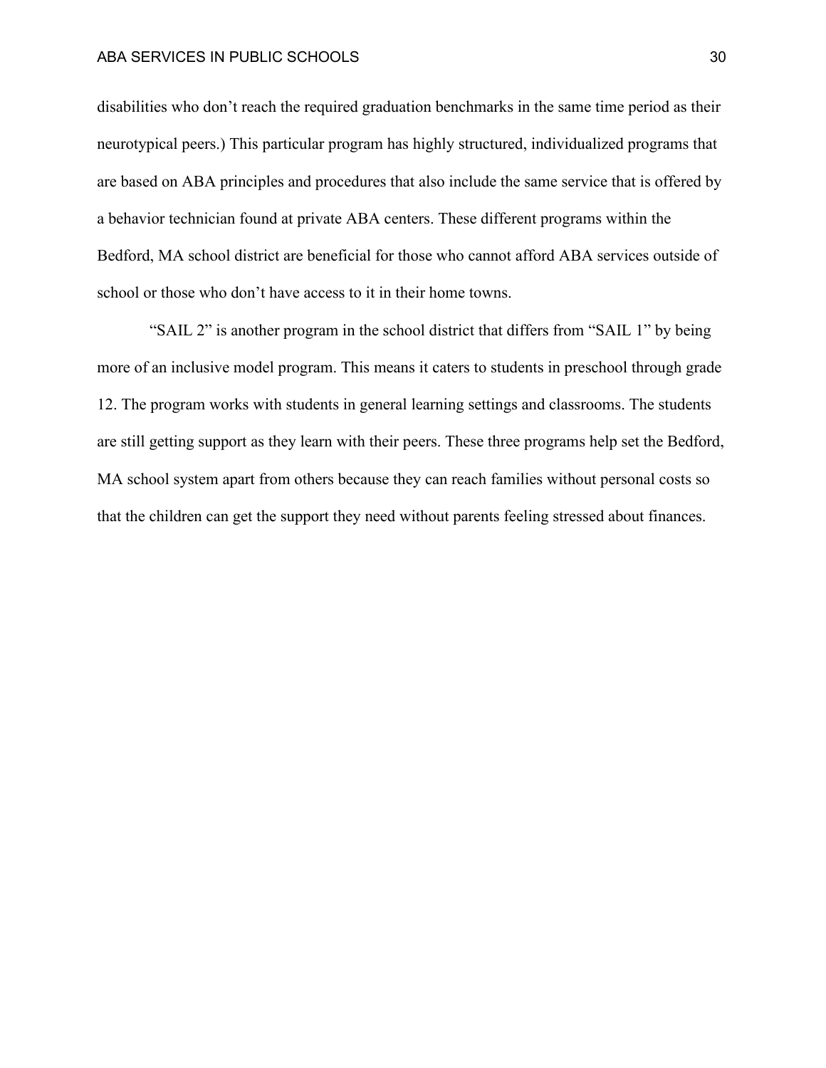disabilities who don’t reach the required graduation benchmarks in the same time period as their neurotypical peers.) This particular program has highly structured, individualized programs that are based on ABA principles and procedures that also include the same service that is offered by a behavior technician found at private ABA centers. These different programs within the Bedford, MA school district are beneficial for those who cannot afford ABA services outside of school or those who don’t have access to it in their home towns.

“SAIL 2” is another program in the school district that differs from “SAIL 1” by being more of an inclusive model program. This means it caters to students in preschool through grade 12. The program works with students in general learning settings and classrooms. The students are still getting support as they learn with their peers. These three programs help set the Bedford, MA school system apart from others because they can reach families without personal costs so that the children can get the support they need without parents feeling stressed about finances.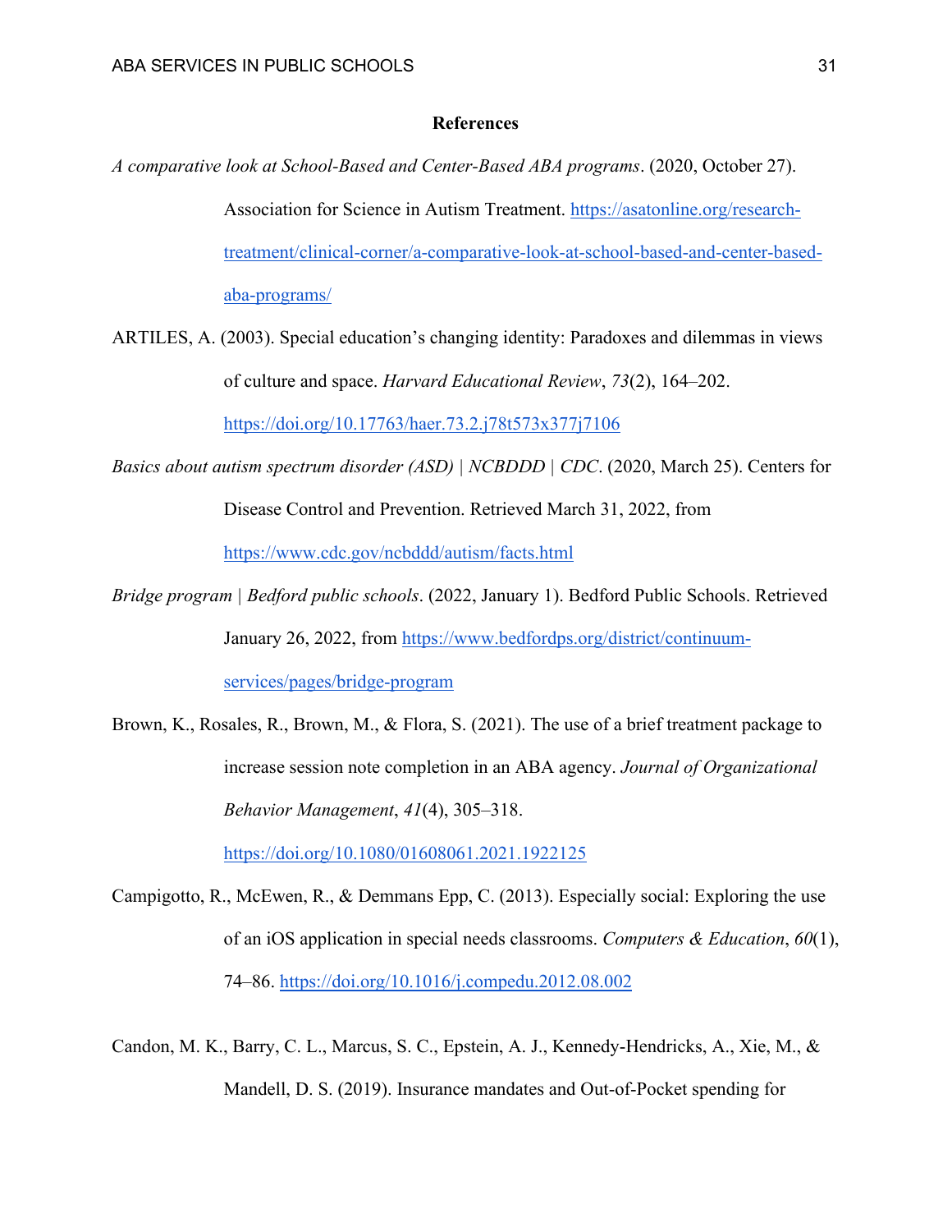## References

*A comparative look at School-Based and Center-Based ABA programs*. (2020, October 27). Association for Science in Autism Treatment. https://asatonline.org/research-treatment/clinical-corner/a-comparative-look-at-school-based-and-center-based-aba-programs/

ARTILES, A. (2003). Special education's changing identity: Paradoxes and dilemmas in views of culture and space. *Harvard Educational Review*, *73*(2), 164–202. https://doi.org/10.17763/haer.73.2.j78t573x377j7106

*Basics about autism spectrum disorder (ASD) | NCBDDD | CDC*. (2020, March 25). Centers for Disease Control and Prevention. Retrieved March 31, 2022, from https://www.cdc.gov/ncbddd/autism/facts.html

*Bridge program | Bedford public schools*. (2022, January 1). Bedford Public Schools. Retrieved January 26, 2022, from https://www.bedfordps.org/district/continuum-services/pages/bridge-program

Brown, K., Rosales, R., Brown, M., & Flora, S. (2021). The use of a brief treatment package to increase session note completion in an ABA agency. *Journal of Organizational Behavior Management*, *41*(4), 305–318. https://doi.org/10.1080/01608061.2021.1922125

Campigotto, R., McEwen, R., & Demmans Epp, C. (2013). Especially social: Exploring the use of an iOS application in special needs classrooms. *Computers & Education*, *60*(1), 74–86. https://doi.org/10.1016/j.compedu.2012.08.002

Candon, M. K., Barry, C. L., Marcus, S. C., Epstein, A. J., Kennedy-Hendricks, A., Xie, M., & Mandell, D. S. (2019). Insurance mandates and Out-of-Pocket spending for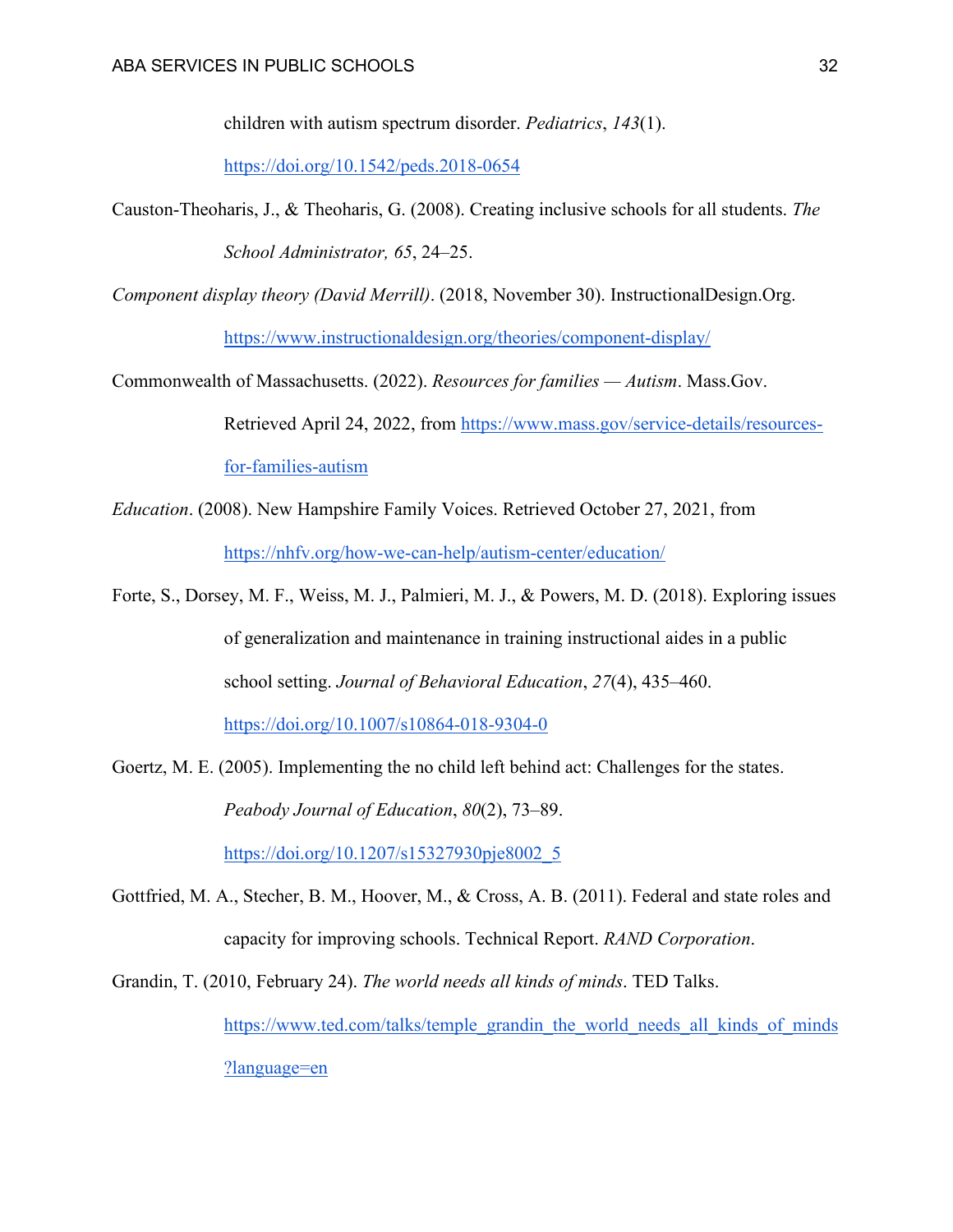children with autism spectrum disorder. *Pediatrics*, *143*(1). https://doi.org/10.1542/peds.2018-0654

Causton-Theoharis, J., & Theoharis, G. (2008). Creating inclusive schools for all students. *The School Administrator, 65*, 24–25.

*Component display theory (David Merrill)*. (2018, November 30). InstructionalDesign.Org. https://www.instructionaldesign.org/theories/component-display/

Commonwealth of Massachusetts. (2022). *Resources for families — Autism*. Mass.Gov. Retrieved April 24, 2022, from https://www.mass.gov/service-details/resources-for-families-autism

*Education*. (2008). New Hampshire Family Voices. Retrieved October 27, 2021, from https://nhfv.org/how-we-can-help/autism-center/education/

Forte, S., Dorsey, M. F., Weiss, M. J., Palmieri, M. J., & Powers, M. D. (2018). Exploring issues of generalization and maintenance in training instructional aides in a public school setting. *Journal of Behavioral Education*, *27*(4), 435–460. https://doi.org/10.1007/s10864-018-9304-0

Goertz, M. E. (2005). Implementing the no child left behind act: Challenges for the states. *Peabody Journal of Education*, *80*(2), 73–89. https://doi.org/10.1207/s15327930pje8002_5

Gottfried, M. A., Stecher, B. M., Hoover, M., & Cross, A. B. (2011). Federal and state roles and capacity for improving schools. Technical Report. *RAND Corporation*.

Grandin, T. (2010, February 24). *The world needs all kinds of minds*. TED Talks. https://www.ted.com/talks/temple_grandin_the_world_needs_all_kinds_of_minds?language=en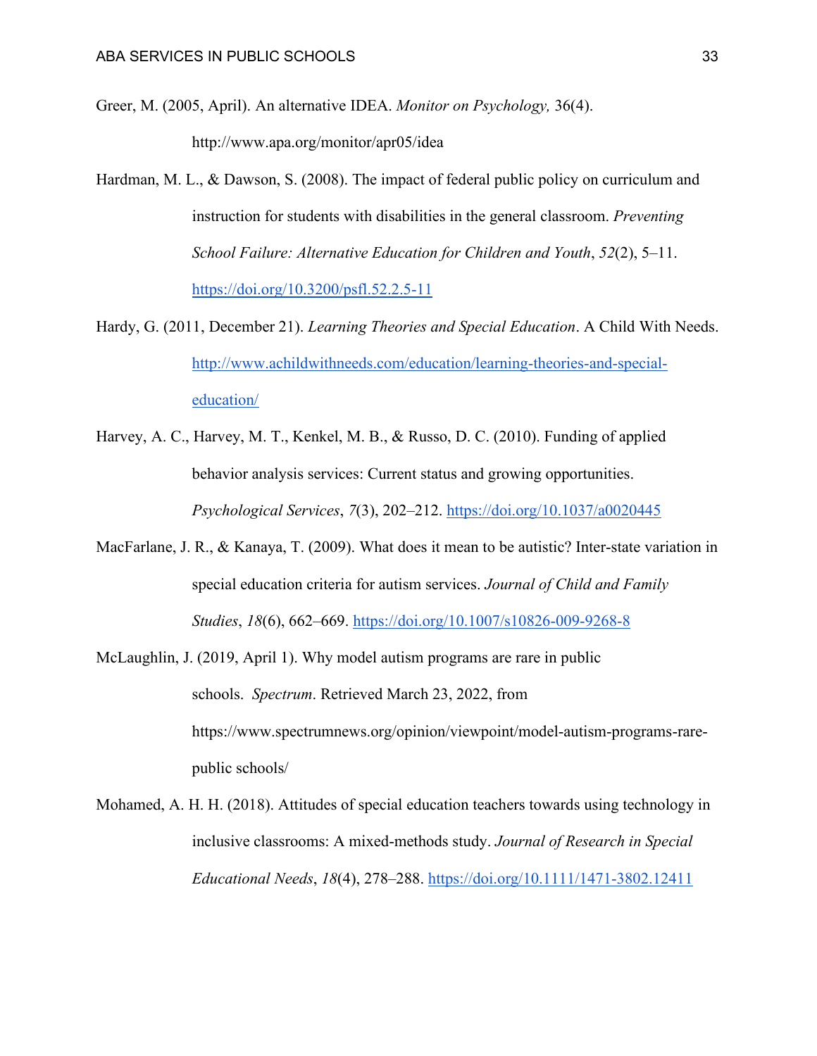Greer, M. (2005, April). An alternative IDEA. *Monitor on Psychology,* 36(4). http://www.apa.org/monitor/apr05/idea

Hardman, M. L., & Dawson, S. (2008). The impact of federal public policy on curriculum and instruction for students with disabilities in the general classroom. *Preventing School Failure: Alternative Education for Children and Youth*, *52*(2), 5–11. https://doi.org/10.3200/psfl.52.2.5-11

Hardy, G. (2011, December 21). *Learning Theories and Special Education*. A Child With Needs. http://www.achildwithneeds.com/education/learning-theories-and-special-education/

Harvey, A. C., Harvey, M. T., Kenkel, M. B., & Russo, D. C. (2010). Funding of applied behavior analysis services: Current status and growing opportunities. *Psychological Services*, *7*(3), 202–212. https://doi.org/10.1037/a0020445

MacFarlane, J. R., & Kanaya, T. (2009). What does it mean to be autistic? Inter-state variation in special education criteria for autism services. *Journal of Child and Family Studies*, *18*(6), 662–669. https://doi.org/10.1007/s10826-009-9268-8

McLaughlin, J. (2019, April 1). Why model autism programs are rare in public schools. *Spectrum*. Retrieved March 23, 2022, from https://www.spectrumnews.org/opinion/viewpoint/model-autism-programs-rare-public schools/

Mohamed, A. H. H. (2018). Attitudes of special education teachers towards using technology in inclusive classrooms: A mixed-methods study. *Journal of Research in Special Educational Needs*, *18*(4), 278–288. https://doi.org/10.1111/1471-3802.12411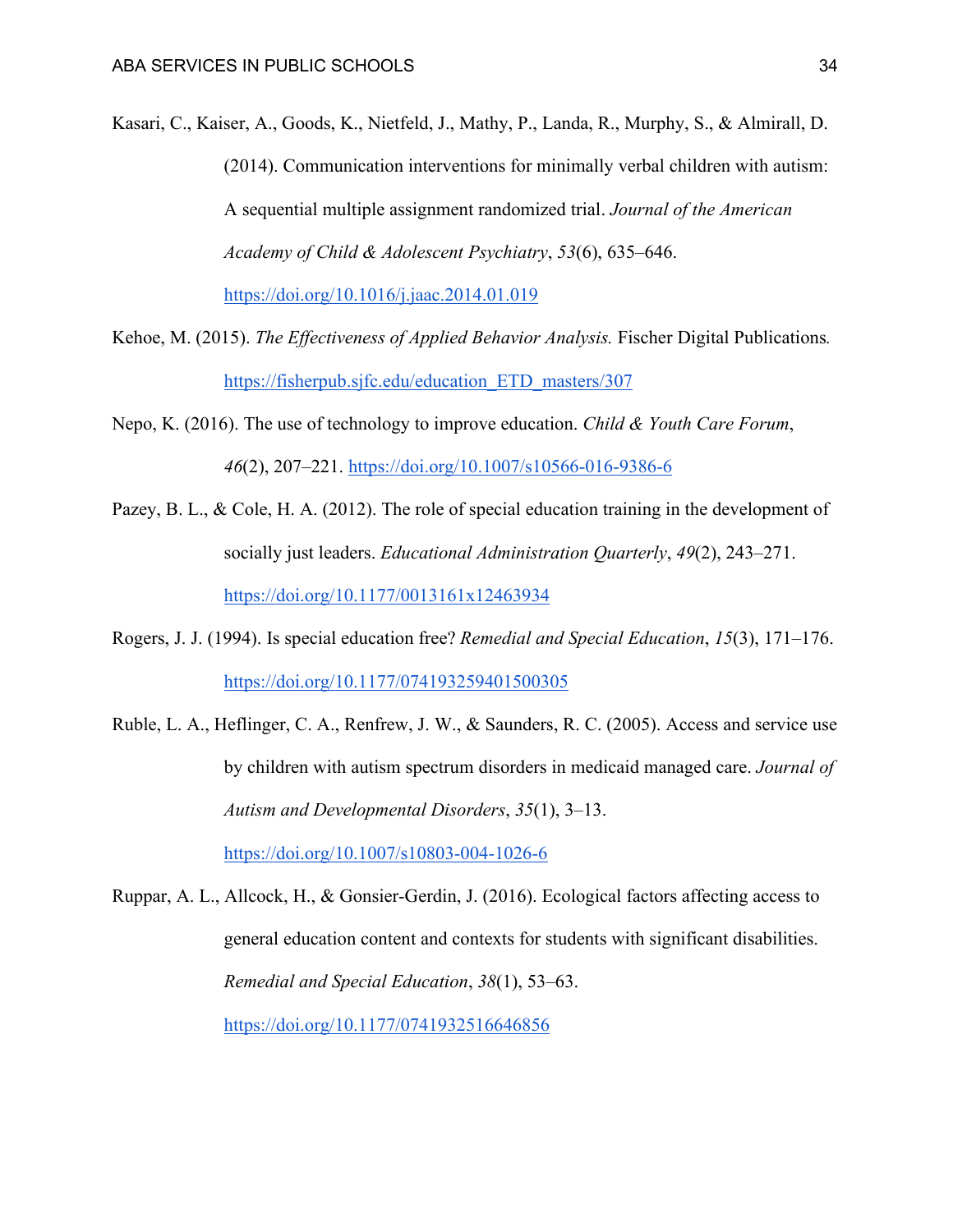Kasari, C., Kaiser, A., Goods, K., Nietfeld, J., Mathy, P., Landa, R., Murphy, S., & Almirall, D. (2014). Communication interventions for minimally verbal children with autism: A sequential multiple assignment randomized trial. *Journal of the American Academy of Child & Adolescent Psychiatry*, *53*(6), 635–646. https://doi.org/10.1016/j.jaac.2014.01.019

Kehoe, M. (2015). *The Effectiveness of Applied Behavior Analysis.* Fischer Digital Publications. https://fisherpub.sjfc.edu/education_ETD_masters/307

Nepo, K. (2016). The use of technology to improve education. *Child & Youth Care Forum*, *46*(2), 207–221. https://doi.org/10.1007/s10566-016-9386-6

Pazey, B. L., & Cole, H. A. (2012). The role of special education training in the development of socially just leaders. *Educational Administration Quarterly*, *49*(2), 243–271. https://doi.org/10.1177/0013161x12463934

Rogers, J. J. (1994). Is special education free? *Remedial and Special Education*, *15*(3), 171–176. https://doi.org/10.1177/074193259401500305

Ruble, L. A., Heflinger, C. A., Renfrew, J. W., & Saunders, R. C. (2005). Access and service use by children with autism spectrum disorders in medicaid managed care. *Journal of Autism and Developmental Disorders*, *35*(1), 3–13. https://doi.org/10.1007/s10803-004-1026-6

Ruppar, A. L., Allcock, H., & Gonsier-Gerdin, J. (2016). Ecological factors affecting access to general education content and contexts for students with significant disabilities. *Remedial and Special Education*, *38*(1), 53–63. https://doi.org/10.1177/0741932516646856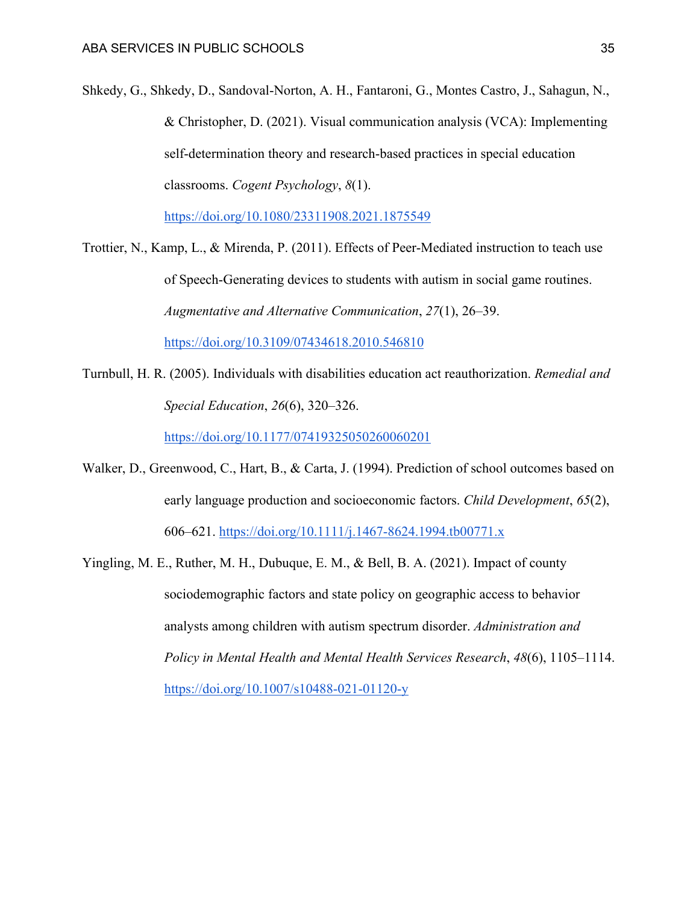Shkedy, G., Shkedy, D., Sandoval-Norton, A. H., Fantaroni, G., Montes Castro, J., Sahagun, N., & Christopher, D. (2021). Visual communication analysis (VCA): Implementing self-determination theory and research-based practices in special education classrooms. *Cogent Psychology*, *8*(1). https://doi.org/10.1080/23311908.2021.1875549

Trottier, N., Kamp, L., & Mirenda, P. (2011). Effects of Peer-Mediated instruction to teach use of Speech-Generating devices to students with autism in social game routines. *Augmentative and Alternative Communication*, *27*(1), 26–39. https://doi.org/10.3109/07434618.2010.546810

Turnbull, H. R. (2005). Individuals with disabilities education act reauthorization. *Remedial and Special Education*, *26*(6), 320–326. https://doi.org/10.1177/07419325050260060201

Walker, D., Greenwood, C., Hart, B., & Carta, J. (1994). Prediction of school outcomes based on early language production and socioeconomic factors. *Child Development*, *65*(2), 606–621. https://doi.org/10.1111/j.1467-8624.1994.tb00771.x

Yingling, M. E., Ruther, M. H., Dubuque, E. M., & Bell, B. A. (2021). Impact of county sociodemographic factors and state policy on geographic access to behavior analysts among children with autism spectrum disorder. *Administration and Policy in Mental Health and Mental Health Services Research*, *48*(6), 1105–1114. https://doi.org/10.1007/s10488-021-01120-y